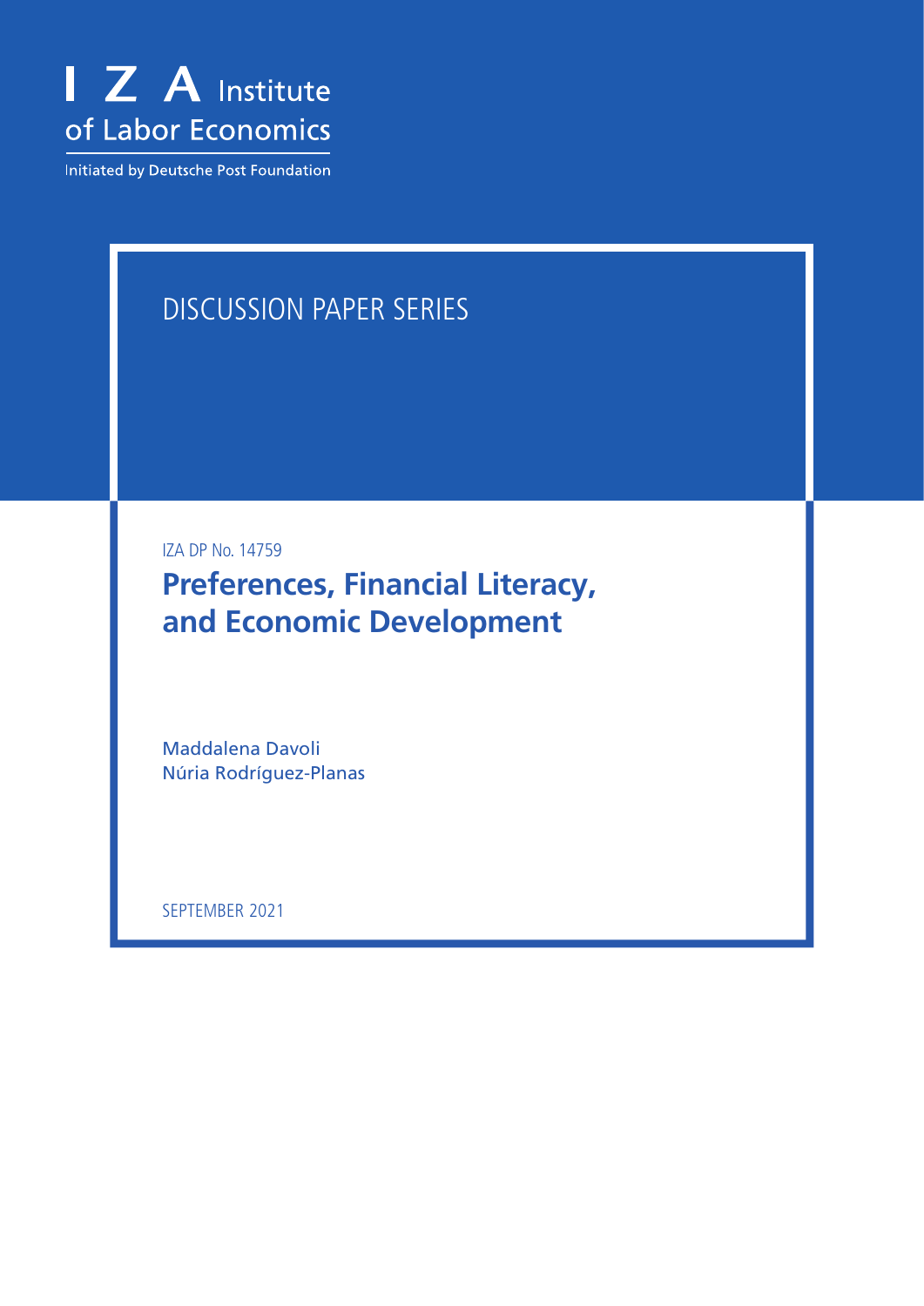I Z A Institute of Labor Economics

Initiated by Deutsche Post Foundation

DISCUSSION PAPER SERIES

IZA DP No. 14759

# Preferences, Financial Literacy, and Economic Development

Maddalena Davoli
Núria Rodríguez-Planas

SEPTEMBER 2021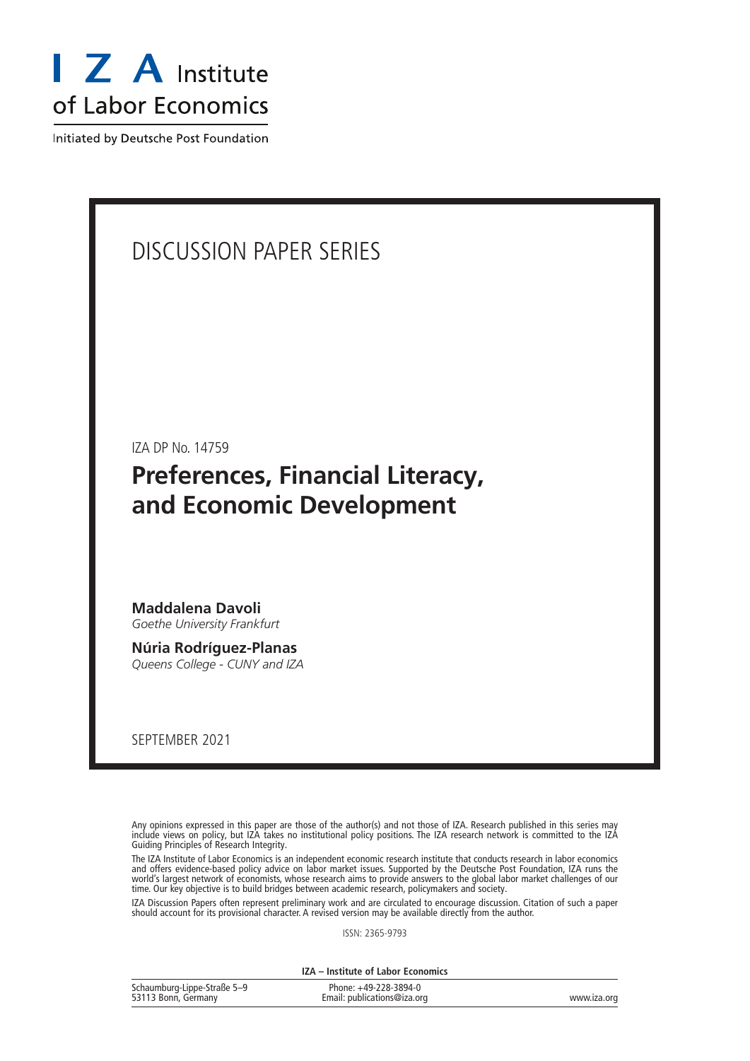# DISCUSSION PAPER SERIES

IZA DP No. 14759

## Preferences, Financial Literacy, and Economic Development

**Maddalena Davoli**
*Goethe University Frankfurt*

**Núria Rodríguez-Planas**
*Queens College - CUNY and IZA*

SEPTEMBER 2021

Any opinions expressed in this paper are those of the author(s) and not those of IZA. Research published in this series may include views on policy, but IZA takes no institutional policy positions. The IZA research network is committed to the IZA Guiding Principles of Research Integrity.

The IZA Institute of Labor Economics is an independent economic research institute that conducts research in labor economics and offers evidence-based policy advice on labor market issues. Supported by the Deutsche Post Foundation, IZA runs the world's largest network of economists, whose research aims to provide answers to the global labor market challenges of our time. Our key objective is to build bridges between academic research, policymakers and society.

IZA Discussion Papers often represent preliminary work and are circulated to encourage discussion. Citation of such a paper should account for its provisional character. A revised version may be available directly from the author.

ISSN: 2365-9793

**IZA – Institute of Labor Economics**

Schaumburg-Lippe-Straße 5–9
53113 Bonn, Germany

Phone: +49-228-3894-0
Email: publications@iza.org

www.iza.org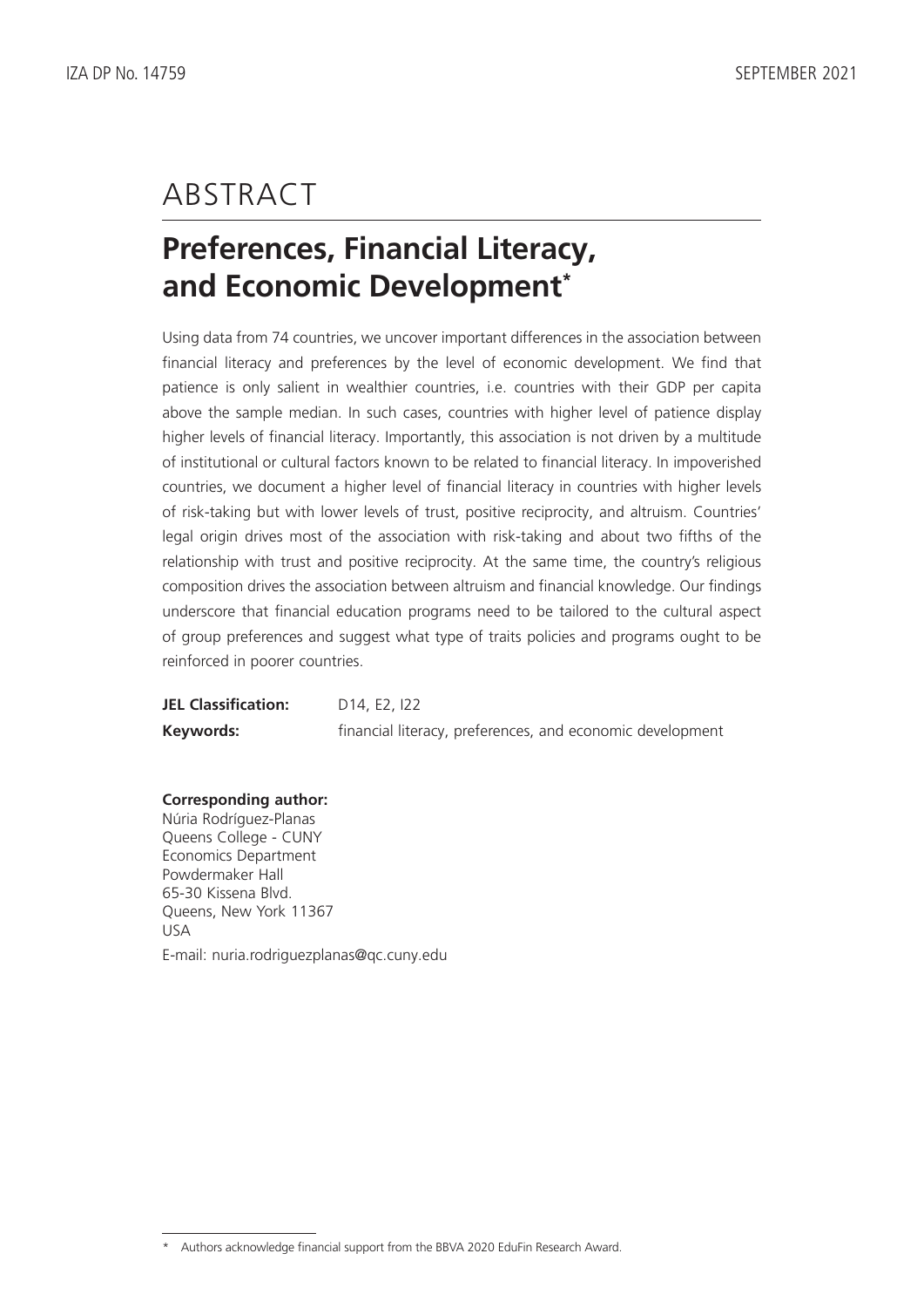# ABSTRACT

## Preferences, Financial Literacy, and Economic Development*

Using data from 74 countries, we uncover important differences in the association between financial literacy and preferences by the level of economic development. We find that patience is only salient in wealthier countries, i.e. countries with their GDP per capita above the sample median. In such cases, countries with higher level of patience display higher levels of financial literacy. Importantly, this association is not driven by a multitude of institutional or cultural factors known to be related to financial literacy. In impoverished countries, we document a higher level of financial literacy in countries with higher levels of risk-taking but with lower levels of trust, positive reciprocity, and altruism. Countries' legal origin drives most of the association with risk-taking and about two fifths of the relationship with trust and positive reciprocity. At the same time, the country's religious composition drives the association between altruism and financial knowledge. Our findings underscore that financial education programs need to be tailored to the cultural aspect of group preferences and suggest what type of traits policies and programs ought to be reinforced in poorer countries.

**JEL Classification:** D14, E2, I22

**Keywords:** financial literacy, preferences, and economic development

**Corresponding author:**
Núria Rodríguez-Planas
Queens College - CUNY
Economics Department
Powdermaker Hall
65-30 Kissena Blvd.
Queens, New York 11367
USA
E-mail: nuria.rodriguezplanas@qc.cuny.edu

* Authors acknowledge financial support from the BBVA 2020 EduFin Research Award.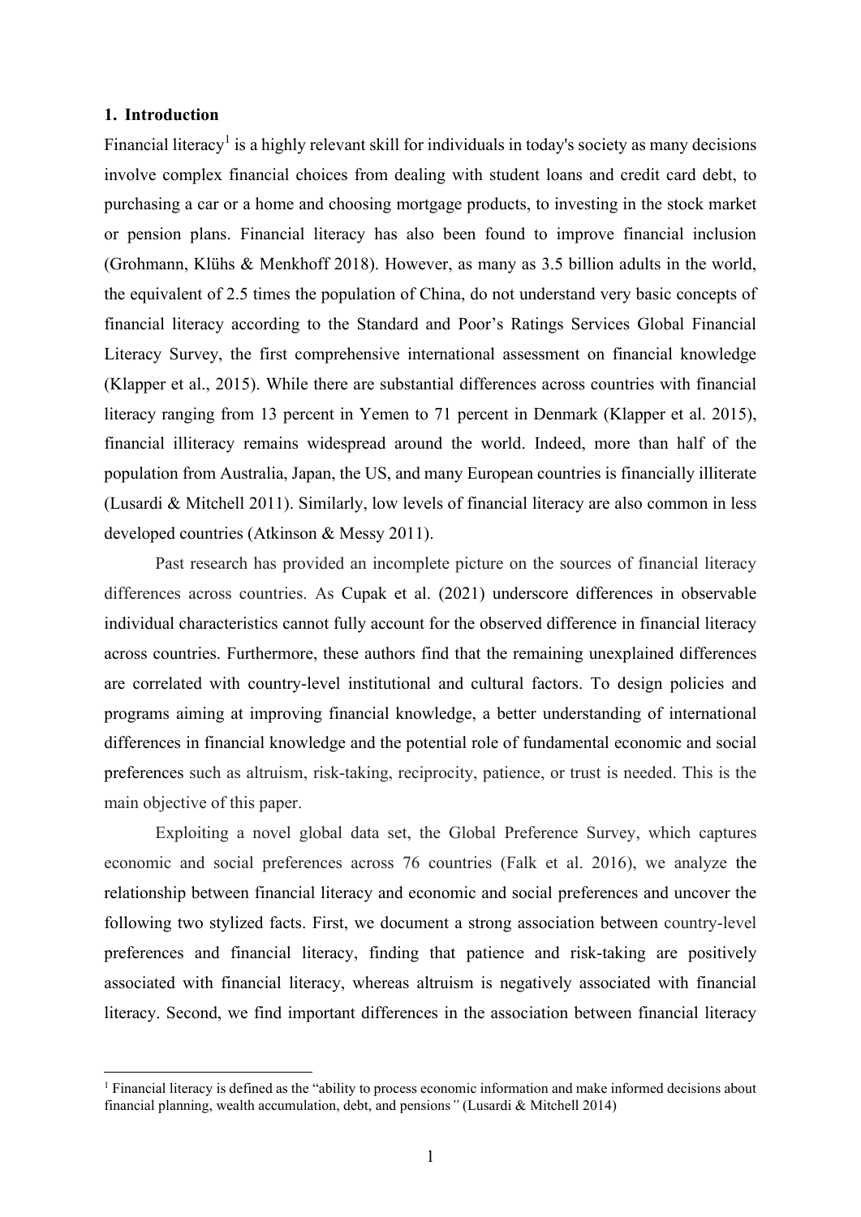## 1. Introduction

Financial literacy[1] is a highly relevant skill for individuals in today's society as many decisions involve complex financial choices from dealing with student loans and credit card debt, to purchasing a car or a home and choosing mortgage products, to investing in the stock market or pension plans. Financial literacy has also been found to improve financial inclusion (Grohmann, Klühs & Menkhoff 2018). However, as many as 3.5 billion adults in the world, the equivalent of 2.5 times the population of China, do not understand very basic concepts of financial literacy according to the Standard and Poor's Ratings Services Global Financial Literacy Survey, the first comprehensive international assessment on financial knowledge (Klapper et al., 2015). While there are substantial differences across countries with financial literacy ranging from 13 percent in Yemen to 71 percent in Denmark (Klapper et al. 2015), financial illiteracy remains widespread around the world. Indeed, more than half of the population from Australia, Japan, the US, and many European countries is financially illiterate (Lusardi & Mitchell 2011). Similarly, low levels of financial literacy are also common in less developed countries (Atkinson & Messy 2011).

Past research has provided an incomplete picture on the sources of financial literacy differences across countries. As Cupak et al. (2021) underscore differences in observable individual characteristics cannot fully account for the observed difference in financial literacy across countries. Furthermore, these authors find that the remaining unexplained differences are correlated with country-level institutional and cultural factors. To design policies and programs aiming at improving financial knowledge, a better understanding of international differences in financial knowledge and the potential role of fundamental economic and social preferences such as altruism, risk-taking, reciprocity, patience, or trust is needed. This is the main objective of this paper.

Exploiting a novel global data set, the Global Preference Survey, which captures economic and social preferences across 76 countries (Falk et al. 2016), we analyze the relationship between financial literacy and economic and social preferences and uncover the following two stylized facts. First, we document a strong association between country-level preferences and financial literacy, finding that patience and risk-taking are positively associated with financial literacy, whereas altruism is negatively associated with financial literacy. Second, we find important differences in the association between financial literacy

[1] Financial literacy is defined as the "ability to process economic information and make informed decisions about financial planning, wealth accumulation, debt, and pensions" (Lusardi & Mitchell 2014)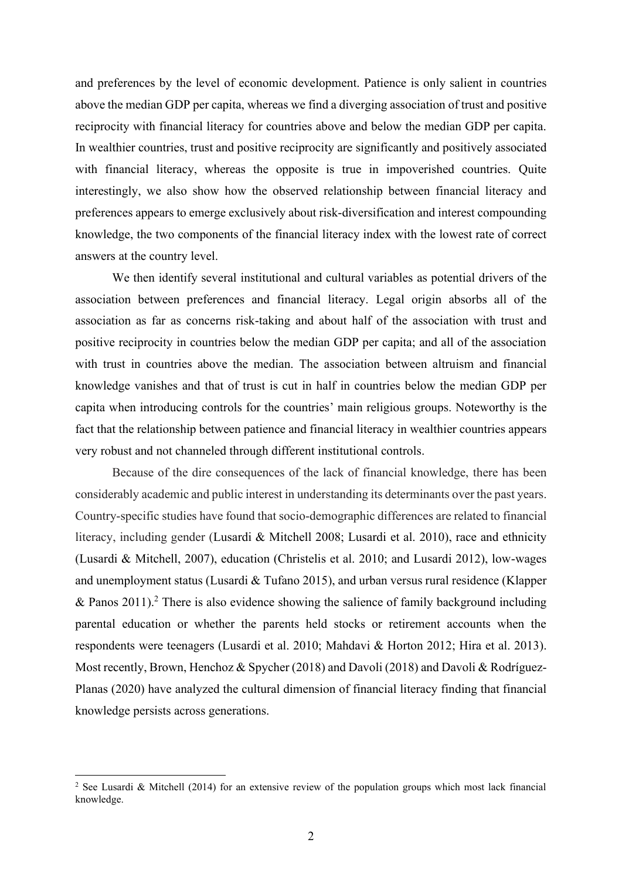and preferences by the level of economic development. Patience is only salient in countries above the median GDP per capita, whereas we find a diverging association of trust and positive reciprocity with financial literacy for countries above and below the median GDP per capita. In wealthier countries, trust and positive reciprocity are significantly and positively associated with financial literacy, whereas the opposite is true in impoverished countries. Quite interestingly, we also show how the observed relationship between financial literacy and preferences appears to emerge exclusively about risk-diversification and interest compounding knowledge, the two components of the financial literacy index with the lowest rate of correct answers at the country level.

We then identify several institutional and cultural variables as potential drivers of the association between preferences and financial literacy. Legal origin absorbs all of the association as far as concerns risk-taking and about half of the association with trust and positive reciprocity in countries below the median GDP per capita; and all of the association with trust in countries above the median. The association between altruism and financial knowledge vanishes and that of trust is cut in half in countries below the median GDP per capita when introducing controls for the countries' main religious groups. Noteworthy is the fact that the relationship between patience and financial literacy in wealthier countries appears very robust and not channeled through different institutional controls.

Because of the dire consequences of the lack of financial knowledge, there has been considerably academic and public interest in understanding its determinants over the past years. Country-specific studies have found that socio-demographic differences are related to financial literacy, including gender (Lusardi & Mitchell 2008; Lusardi et al. 2010), race and ethnicity (Lusardi & Mitchell, 2007), education (Christelis et al. 2010; and Lusardi 2012), low-wages and unemployment status (Lusardi & Tufano 2015), and urban versus rural residence (Klapper & Panos 2011).[2] There is also evidence showing the salience of family background including parental education or whether the parents held stocks or retirement accounts when the respondents were teenagers (Lusardi et al. 2010; Mahdavi & Horton 2012; Hira et al. 2013). Most recently, Brown, Henchoz & Spycher (2018) and Davoli (2018) and Davoli & Rodríguez-Planas (2020) have analyzed the cultural dimension of financial literacy finding that financial knowledge persists across generations.

[2] See Lusardi & Mitchell (2014) for an extensive review of the population groups which most lack financial knowledge.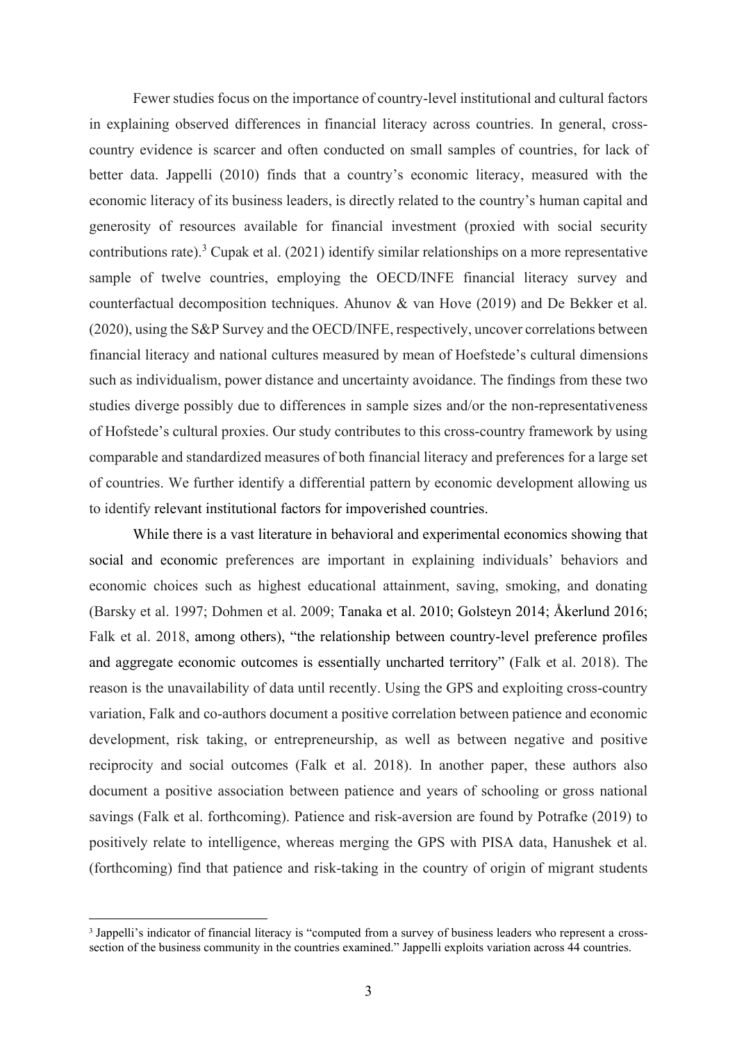Fewer studies focus on the importance of country-level institutional and cultural factors in explaining observed differences in financial literacy across countries. In general, cross-country evidence is scarcer and often conducted on small samples of countries, for lack of better data. Jappelli (2010) finds that a country's economic literacy, measured with the economic literacy of its business leaders, is directly related to the country's human capital and generosity of resources available for financial investment (proxied with social security contributions rate).[3] Cupak et al. (2021) identify similar relationships on a more representative sample of twelve countries, employing the OECD/INFE financial literacy survey and counterfactual decomposition techniques. Ahunov & van Hove (2019) and De Bekker et al. (2020), using the S&P Survey and the OECD/INFE, respectively, uncover correlations between financial literacy and national cultures measured by mean of Hoefstede's cultural dimensions such as individualism, power distance and uncertainty avoidance. The findings from these two studies diverge possibly due to differences in sample sizes and/or the non-representativeness of Hofstede's cultural proxies. Our study contributes to this cross-country framework by using comparable and standardized measures of both financial literacy and preferences for a large set of countries. We further identify a differential pattern by economic development allowing us to identify relevant institutional factors for impoverished countries.

While there is a vast literature in behavioral and experimental economics showing that social and economic preferences are important in explaining individuals' behaviors and economic choices such as highest educational attainment, saving, smoking, and donating (Barsky et al. 1997; Dohmen et al. 2009; Tanaka et al. 2010; Golsteyn 2014; Åkerlund 2016; Falk et al. 2018, among others), "the relationship between country-level preference profiles and aggregate economic outcomes is essentially uncharted territory" (Falk et al. 2018). The reason is the unavailability of data until recently. Using the GPS and exploiting cross-country variation, Falk and co-authors document a positive correlation between patience and economic development, risk taking, or entrepreneurship, as well as between negative and positive reciprocity and social outcomes (Falk et al. 2018). In another paper, these authors also document a positive association between patience and years of schooling or gross national savings (Falk et al. forthcoming). Patience and risk-aversion are found by Potrafke (2019) to positively relate to intelligence, whereas merging the GPS with PISA data, Hanushek et al. (forthcoming) find that patience and risk-taking in the country of origin of migrant students

[3] Jappelli's indicator of financial literacy is "computed from a survey of business leaders who represent a cross-section of the business community in the countries examined." Jappelli exploits variation across 44 countries.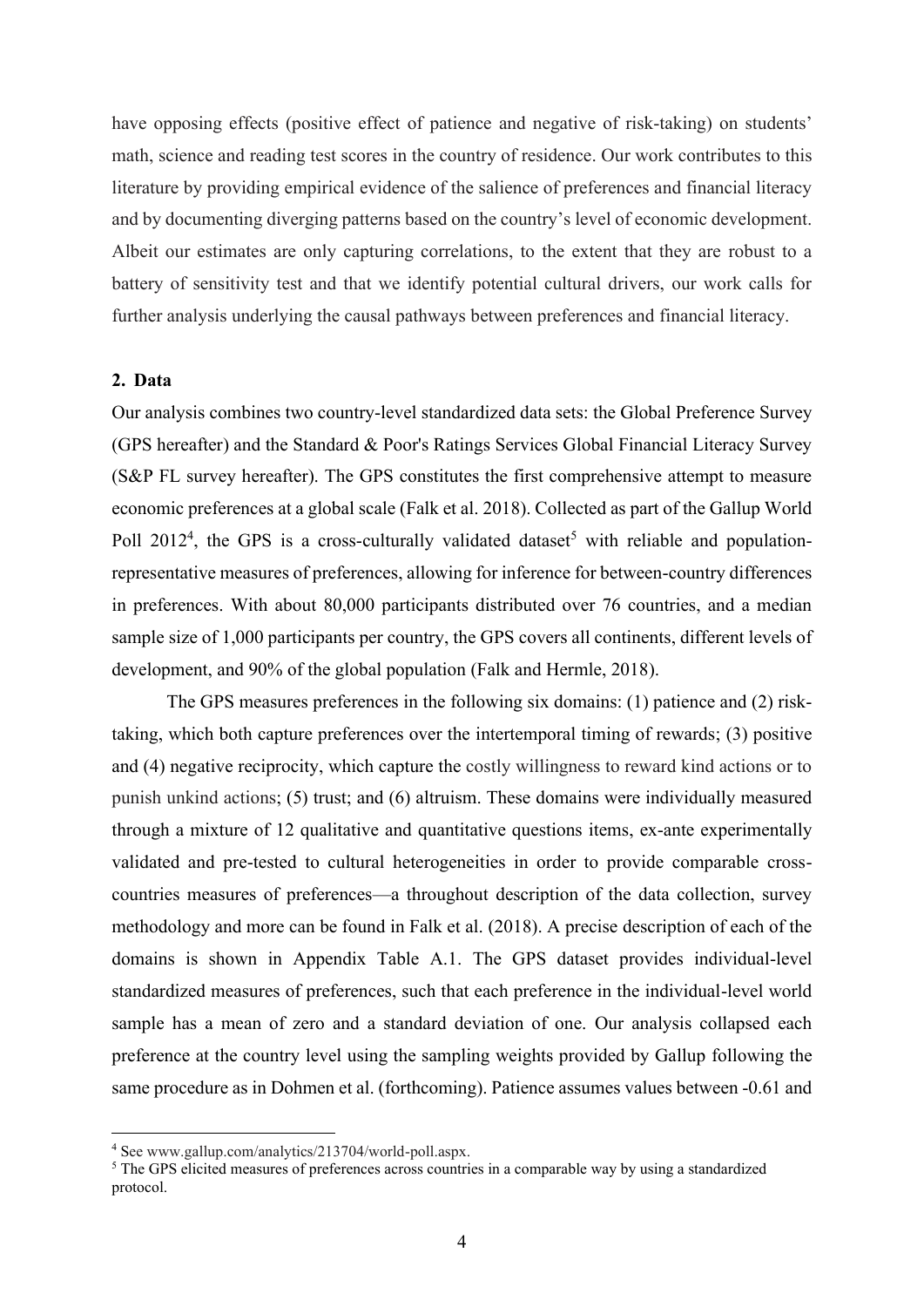have opposing effects (positive effect of patience and negative of risk-taking) on students' math, science and reading test scores in the country of residence. Our work contributes to this literature by providing empirical evidence of the salience of preferences and financial literacy and by documenting diverging patterns based on the country's level of economic development. Albeit our estimates are only capturing correlations, to the extent that they are robust to a battery of sensitivity test and that we identify potential cultural drivers, our work calls for further analysis underlying the causal pathways between preferences and financial literacy.

## 2. Data

Our analysis combines two country-level standardized data sets: the Global Preference Survey (GPS hereafter) and the Standard & Poor's Ratings Services Global Financial Literacy Survey (S&P FL survey hereafter). The GPS constitutes the first comprehensive attempt to measure economic preferences at a global scale (Falk et al. 2018). Collected as part of the Gallup World Poll 2012[4], the GPS is a cross-culturally validated dataset[5] with reliable and population-representative measures of preferences, allowing for inference for between-country differences in preferences. With about 80,000 participants distributed over 76 countries, and a median sample size of 1,000 participants per country, the GPS covers all continents, different levels of development, and 90% of the global population (Falk and Hermle, 2018).

The GPS measures preferences in the following six domains: (1) patience and (2) risk-taking, which both capture preferences over the intertemporal timing of rewards; (3) positive and (4) negative reciprocity, which capture the costly willingness to reward kind actions or to punish unkind actions; (5) trust; and (6) altruism. These domains were individually measured through a mixture of 12 qualitative and quantitative questions items, ex-ante experimentally validated and pre-tested to cultural heterogeneities in order to provide comparable cross-countries measures of preferences—a throughout description of the data collection, survey methodology and more can be found in Falk et al. (2018). A precise description of each of the domains is shown in Appendix Table A.1. The GPS dataset provides individual-level standardized measures of preferences, such that each preference in the individual-level world sample has a mean of zero and a standard deviation of one. Our analysis collapsed each preference at the country level using the sampling weights provided by Gallup following the same procedure as in Dohmen et al. (forthcoming). Patience assumes values between -0.61 and

[4] See www.gallup.com/analytics/213704/world-poll.aspx.

[5] The GPS elicited measures of preferences across countries in a comparable way by using a standardized protocol.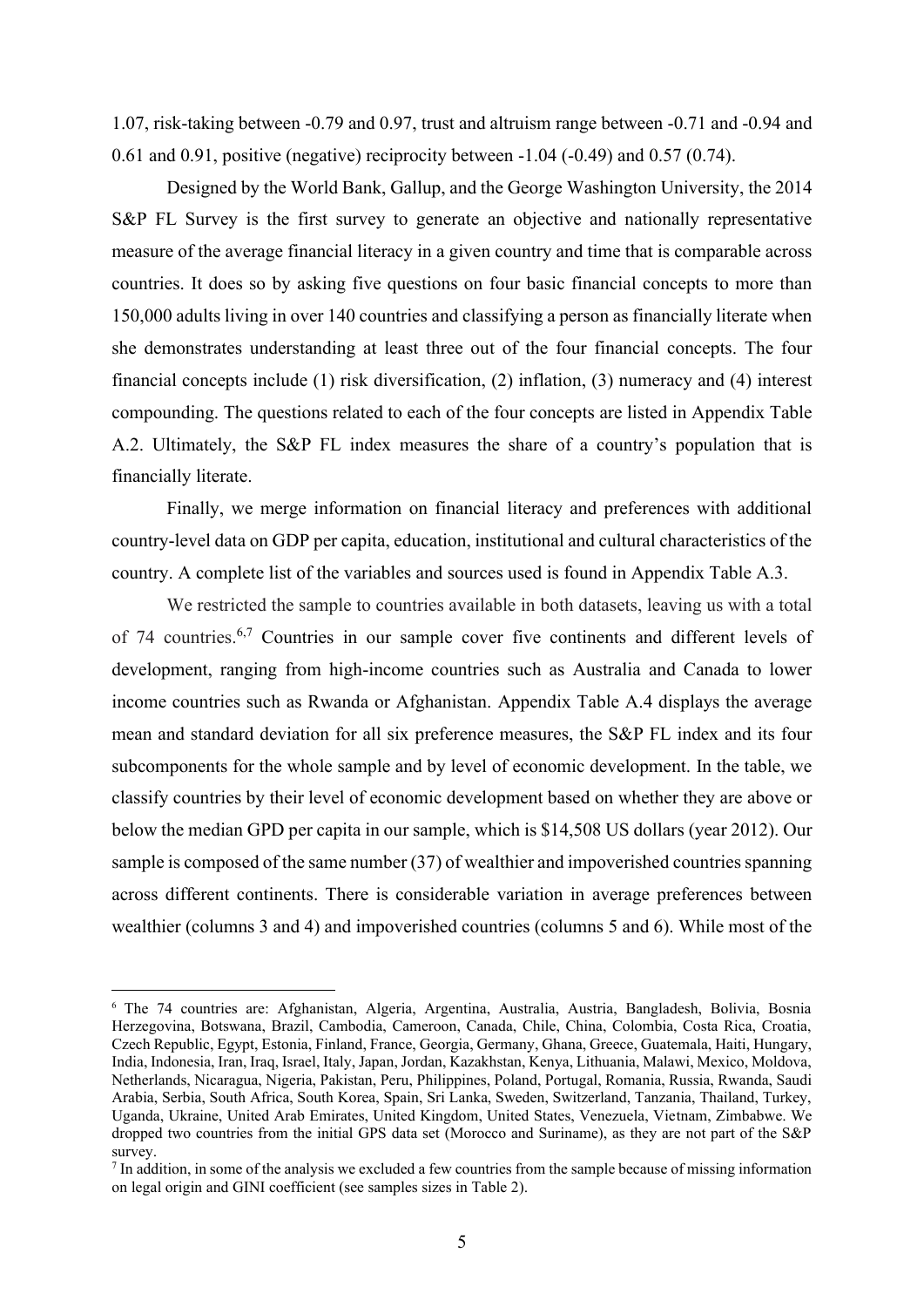1.07, risk-taking between -0.79 and 0.97, trust and altruism range between -0.71 and -0.94 and 0.61 and 0.91, positive (negative) reciprocity between -1.04 (-0.49) and 0.57 (0.74).

Designed by the World Bank, Gallup, and the George Washington University, the 2014 S&P FL Survey is the first survey to generate an objective and nationally representative measure of the average financial literacy in a given country and time that is comparable across countries. It does so by asking five questions on four basic financial concepts to more than 150,000 adults living in over 140 countries and classifying a person as financially literate when she demonstrates understanding at least three out of the four financial concepts. The four financial concepts include (1) risk diversification, (2) inflation, (3) numeracy and (4) interest compounding. The questions related to each of the four concepts are listed in Appendix Table A.2. Ultimately, the S&P FL index measures the share of a country's population that is financially literate.

Finally, we merge information on financial literacy and preferences with additional country-level data on GDP per capita, education, institutional and cultural characteristics of the country. A complete list of the variables and sources used is found in Appendix Table A.3.

We restricted the sample to countries available in both datasets, leaving us with a total of 74 countries.[6,7] Countries in our sample cover five continents and different levels of development, ranging from high-income countries such as Australia and Canada to lower income countries such as Rwanda or Afghanistan. Appendix Table A.4 displays the average mean and standard deviation for all six preference measures, the S&P FL index and its four subcomponents for the whole sample and by level of economic development. In the table, we classify countries by their level of economic development based on whether they are above or below the median GPD per capita in our sample, which is $14,508 US dollars (year 2012). Our sample is composed of the same number (37) of wealthier and impoverished countries spanning across different continents. There is considerable variation in average preferences between wealthier (columns 3 and 4) and impoverished countries (columns 5 and 6). While most of the

---

[6] The 74 countries are: Afghanistan, Algeria, Argentina, Australia, Austria, Bangladesh, Bolivia, Bosnia Herzegovina, Botswana, Brazil, Cambodia, Cameroon, Canada, Chile, China, Colombia, Costa Rica, Croatia, Czech Republic, Egypt, Estonia, Finland, France, Georgia, Germany, Ghana, Greece, Guatemala, Haiti, Hungary, India, Indonesia, Iran, Iraq, Israel, Italy, Japan, Jordan, Kazakhstan, Kenya, Lithuania, Malawi, Mexico, Moldova, Netherlands, Nicaragua, Nigeria, Pakistan, Peru, Philippines, Poland, Portugal, Romania, Russia, Rwanda, Saudi Arabia, Serbia, South Africa, South Korea, Spain, Sri Lanka, Sweden, Switzerland, Tanzania, Thailand, Turkey, Uganda, Ukraine, United Arab Emirates, United Kingdom, United States, Venezuela, Vietnam, Zimbabwe. We dropped two countries from the initial GPS data set (Morocco and Suriname), as they are not part of the S&P survey.

[7] In addition, in some of the analysis we excluded a few countries from the sample because of missing information on legal origin and GINI coefficient (see samples sizes in Table 2).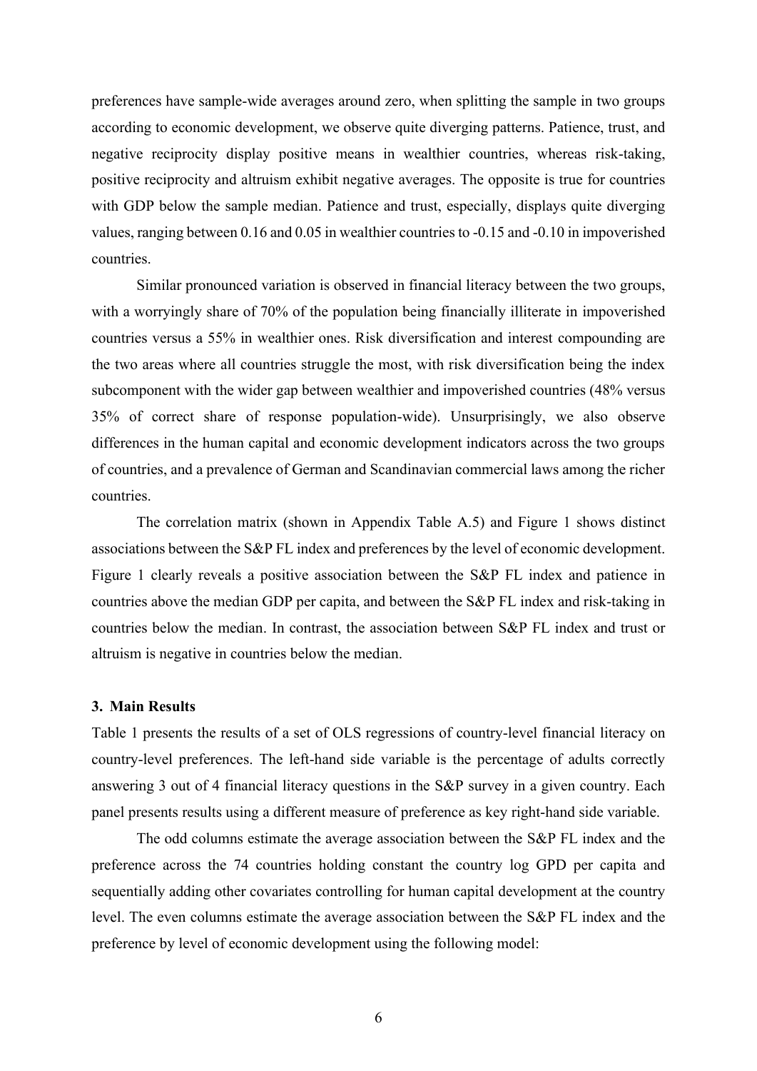preferences have sample-wide averages around zero, when splitting the sample in two groups according to economic development, we observe quite diverging patterns. Patience, trust, and negative reciprocity display positive means in wealthier countries, whereas risk-taking, positive reciprocity and altruism exhibit negative averages. The opposite is true for countries with GDP below the sample median. Patience and trust, especially, displays quite diverging values, ranging between 0.16 and 0.05 in wealthier countries to -0.15 and -0.10 in impoverished countries.

Similar pronounced variation is observed in financial literacy between the two groups, with a worryingly share of 70% of the population being financially illiterate in impoverished countries versus a 55% in wealthier ones. Risk diversification and interest compounding are the two areas where all countries struggle the most, with risk diversification being the index subcomponent with the wider gap between wealthier and impoverished countries (48% versus 35% of correct share of response population-wide). Unsurprisingly, we also observe differences in the human capital and economic development indicators across the two groups of countries, and a prevalence of German and Scandinavian commercial laws among the richer countries.

The correlation matrix (shown in Appendix Table A.5) and Figure 1 shows distinct associations between the S&P FL index and preferences by the level of economic development. Figure 1 clearly reveals a positive association between the S&P FL index and patience in countries above the median GDP per capita, and between the S&P FL index and risk-taking in countries below the median. In contrast, the association between S&P FL index and trust or altruism is negative in countries below the median.

### 3. Main Results

Table 1 presents the results of a set of OLS regressions of country-level financial literacy on country-level preferences. The left-hand side variable is the percentage of adults correctly answering 3 out of 4 financial literacy questions in the S&P survey in a given country. Each panel presents results using a different measure of preference as key right-hand side variable.

The odd columns estimate the average association between the S&P FL index and the preference across the 74 countries holding constant the country log GPD per capita and sequentially adding other covariates controlling for human capital development at the country level. The even columns estimate the average association between the S&P FL index and the preference by level of economic development using the following model: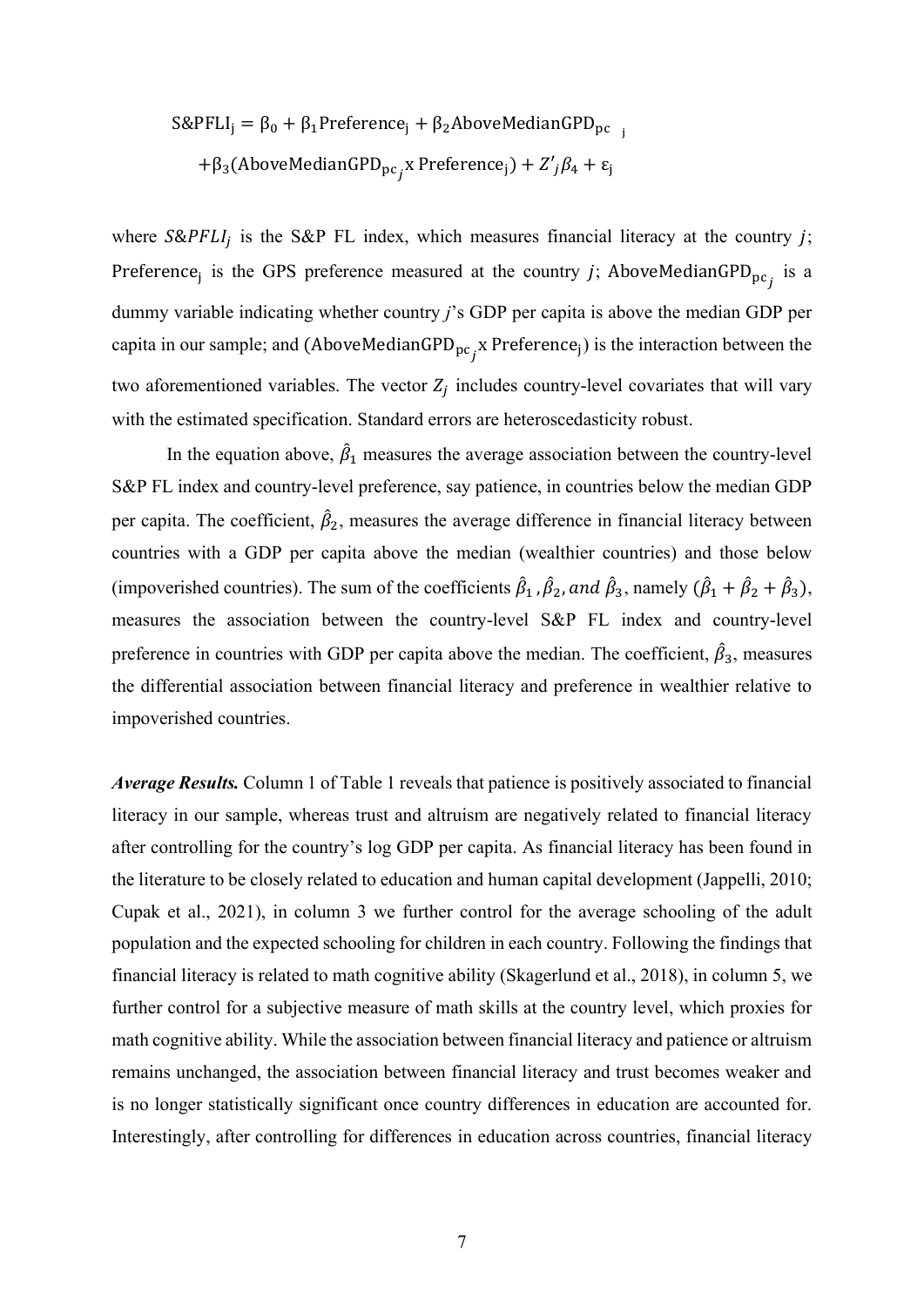$$\text{S\&PFLI}_j = \beta_0 + \beta_1\text{Preference}_j + \beta_2\text{AboveMedianGPD}_{\text{pc}\ j}$$
$$+\beta_3(\text{AboveMedianGPD}_{\text{pc}_j}\text{x Preference}_j) + Z'_j\beta_4 + \varepsilon_j$$

where $S\&PFLI_j$ is the S&P FL index, which measures financial literacy at the country $j$; $\text{Preference}_j$ is the GPS preference measured at the country $j$; $\text{AboveMedianGPD}_{\text{pc}_j}$ is a dummy variable indicating whether country $j$'s GDP per capita is above the median GDP per capita in our sample; and $(\text{AboveMedianGPD}_{\text{pc}_j}\text{x Preference}_j)$ is the interaction between the two aforementioned variables. The vector $Z_j$ includes country-level covariates that will vary with the estimated specification. Standard errors are heteroscedasticity robust.

In the equation above, $\hat{\beta}_1$ measures the average association between the country-level S&P FL index and country-level preference, say patience, in countries below the median GDP per capita. The coefficient, $\hat{\beta}_2$, measures the average difference in financial literacy between countries with a GDP per capita above the median (wealthier countries) and those below (impoverished countries). The sum of the coefficients $\hat{\beta}_1, \hat{\beta}_2, and\ \hat{\beta}_3$, namely $(\hat{\beta}_1 + \hat{\beta}_2 + \hat{\beta}_3)$, measures the association between the country-level S&P FL index and country-level preference in countries with GDP per capita above the median. The coefficient, $\hat{\beta}_3$, measures the differential association between financial literacy and preference in wealthier relative to impoverished countries.

***Average Results.*** Column 1 of Table 1 reveals that patience is positively associated to financial literacy in our sample, whereas trust and altruism are negatively related to financial literacy after controlling for the country's log GDP per capita. As financial literacy has been found in the literature to be closely related to education and human capital development (Jappelli, 2010; Cupak et al., 2021), in column 3 we further control for the average schooling of the adult population and the expected schooling for children in each country. Following the findings that financial literacy is related to math cognitive ability (Skagerlund et al., 2018), in column 5, we further control for a subjective measure of math skills at the country level, which proxies for math cognitive ability. While the association between financial literacy and patience or altruism remains unchanged, the association between financial literacy and trust becomes weaker and is no longer statistically significant once country differences in education are accounted for. Interestingly, after controlling for differences in education across countries, financial literacy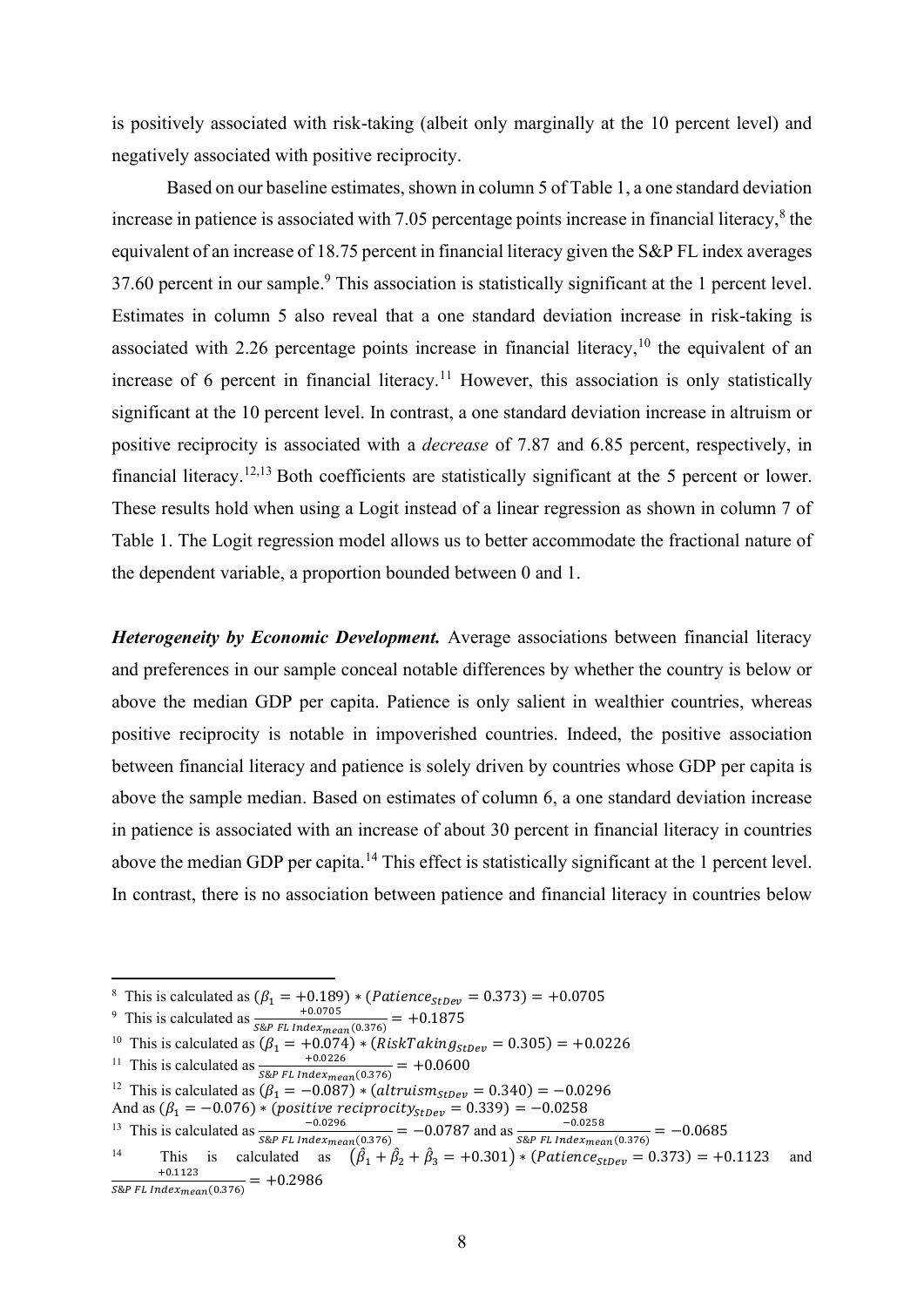is positively associated with risk-taking (albeit only marginally at the 10 percent level) and negatively associated with positive reciprocity.

Based on our baseline estimates, shown in column 5 of Table 1, a one standard deviation increase in patience is associated with 7.05 percentage points increase in financial literacy,[8] the equivalent of an increase of 18.75 percent in financial literacy given the S&P FL index averages 37.60 percent in our sample.[9] This association is statistically significant at the 1 percent level. Estimates in column 5 also reveal that a one standard deviation increase in risk-taking is associated with 2.26 percentage points increase in financial literacy,[10] the equivalent of an increase of 6 percent in financial literacy.[11] However, this association is only statistically significant at the 10 percent level. In contrast, a one standard deviation increase in altruism or positive reciprocity is associated with a *decrease* of 7.87 and 6.85 percent, respectively, in financial literacy.[12,13] Both coefficients are statistically significant at the 5 percent or lower. These results hold when using a Logit instead of a linear regression as shown in column 7 of Table 1. The Logit regression model allows us to better accommodate the fractional nature of the dependent variable, a proportion bounded between 0 and 1.

***Heterogeneity by Economic Development.*** Average associations between financial literacy and preferences in our sample conceal notable differences by whether the country is below or above the median GDP per capita. Patience is only salient in wealthier countries, whereas positive reciprocity is notable in impoverished countries. Indeed, the positive association between financial literacy and patience is solely driven by countries whose GDP per capita is above the sample median. Based on estimates of column 6, a one standard deviation increase in patience is associated with an increase of about 30 percent in financial literacy in countries above the median GDP per capita.[14] This effect is statistically significant at the 1 percent level. In contrast, there is no association between patience and financial literacy in countries below

---

[8] This is calculated as $(\beta_1 = +0.189) * (Patience_{StDev} = 0.373) = +0.0705$

[9] This is calculated as $\frac{+0.0705}{S\&P\ FL\ Index_{mean}(0.376)} = +0.1875$

[10] This is calculated as $(\beta_1 = +0.074) * (RiskTaking_{StDev} = 0.305) = +0.0226$

[11] This is calculated as $\frac{+0.0226}{S\&P\ FL\ Index_{mean}(0.376)} = +0.0600$

[12] This is calculated as $(\beta_1 = -0.087) * (altruism_{StDev} = 0.340) = -0.0296$
And as $(\beta_1 = -0.076) * (positive\ reciprocity_{StDev} = 0.339) = -0.0258$

[13] This is calculated as $\frac{-0.0296}{S\&P\ FL\ Index_{mean}(0.376)} = -0.0787$ and as $\frac{-0.0258}{S\&P\ FL\ Index_{mean}(0.376)} = -0.0685$

[14] This is calculated as $(\hat{\beta}_1 + \hat{\beta}_2 + \hat{\beta}_3 = +0.301) * (Patience_{StDev} = 0.373) = +0.1123$ and $\frac{+0.1123}{S\&P\ FL\ Index_{mean}(0.376)} = +0.2986$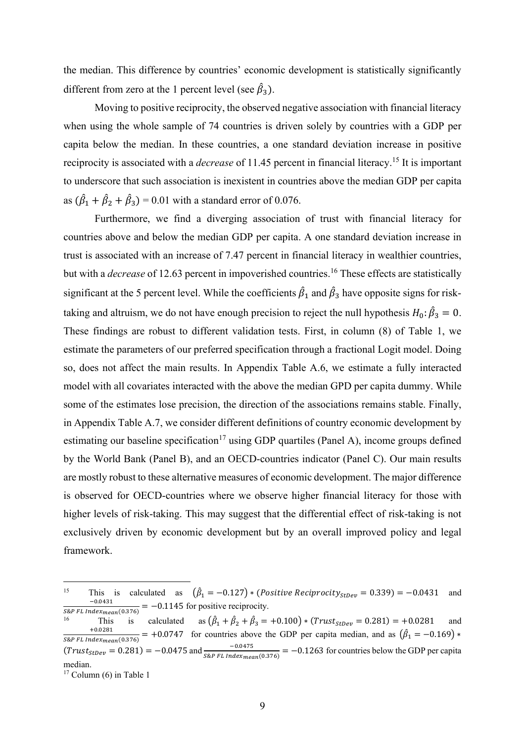the median. This difference by countries' economic development is statistically significantly different from zero at the 1 percent level (see $\hat{\beta}_3$).

Moving to positive reciprocity, the observed negative association with financial literacy when using the whole sample of 74 countries is driven solely by countries with a GDP per capita below the median. In these countries, a one standard deviation increase in positive reciprocity is associated with a *decrease* of 11.45 percent in financial literacy.[15] It is important to underscore that such association is inexistent in countries above the median GDP per capita as $(\hat{\beta}_1 + \hat{\beta}_2 + \hat{\beta}_3) = 0.01$ with a standard error of 0.076.

Furthermore, we find a diverging association of trust with financial literacy for countries above and below the median GDP per capita. A one standard deviation increase in trust is associated with an increase of 7.47 percent in financial literacy in wealthier countries, but with a *decrease* of 12.63 percent in impoverished countries.[16] These effects are statistically significant at the 5 percent level. While the coefficients $\hat{\beta}_1$ and $\hat{\beta}_3$ have opposite signs for risk-taking and altruism, we do not have enough precision to reject the null hypothesis $H_0: \hat{\beta}_3 = 0$. These findings are robust to different validation tests. First, in column (8) of Table 1, we estimate the parameters of our preferred specification through a fractional Logit model. Doing so, does not affect the main results. In Appendix Table A.6, we estimate a fully interacted model with all covariates interacted with the above the median GPD per capita dummy. While some of the estimates lose precision, the direction of the associations remains stable. Finally, in Appendix Table A.7, we consider different definitions of country economic development by estimating our baseline specification[17] using GDP quartiles (Panel A), income groups defined by the World Bank (Panel B), and an OECD-countries indicator (Panel C). Our main results are mostly robust to these alternative measures of economic development. The major difference is observed for OECD-countries where we observe higher financial literacy for those with higher levels of risk-taking. This may suggest that the differential effect of risk-taking is not exclusively driven by economic development but by an overall improved policy and legal framework.

---

[15] This is calculated as $(\hat{\beta}_1 = -0.127) * (Positive\ Reciprocity_{StDev} = 0.339) = -0.0431$ and $\frac{-0.0431}{S\&P\ FL\ Index_{mean}(0.376)} = -0.1145$ for positive reciprocity.

[16] This is calculated as $(\hat{\beta}_1 + \hat{\beta}_2 + \hat{\beta}_3 = +0.100) * (Trust_{StDev} = 0.281) = +0.0281$ and $\frac{+0.0281}{S\&P\ FL\ Index_{mean}(0.376)} = +0.0747$ for countries above the GDP per capita median, and as $(\hat{\beta}_1 = -0.169) * (Trust_{StDev} = 0.281) = -0.0475$ and $\frac{-0.0475}{S\&P\ FL\ Index_{mean}(0.376)} = -0.1263$ for countries below the GDP per capita median.

[17] Column (6) in Table 1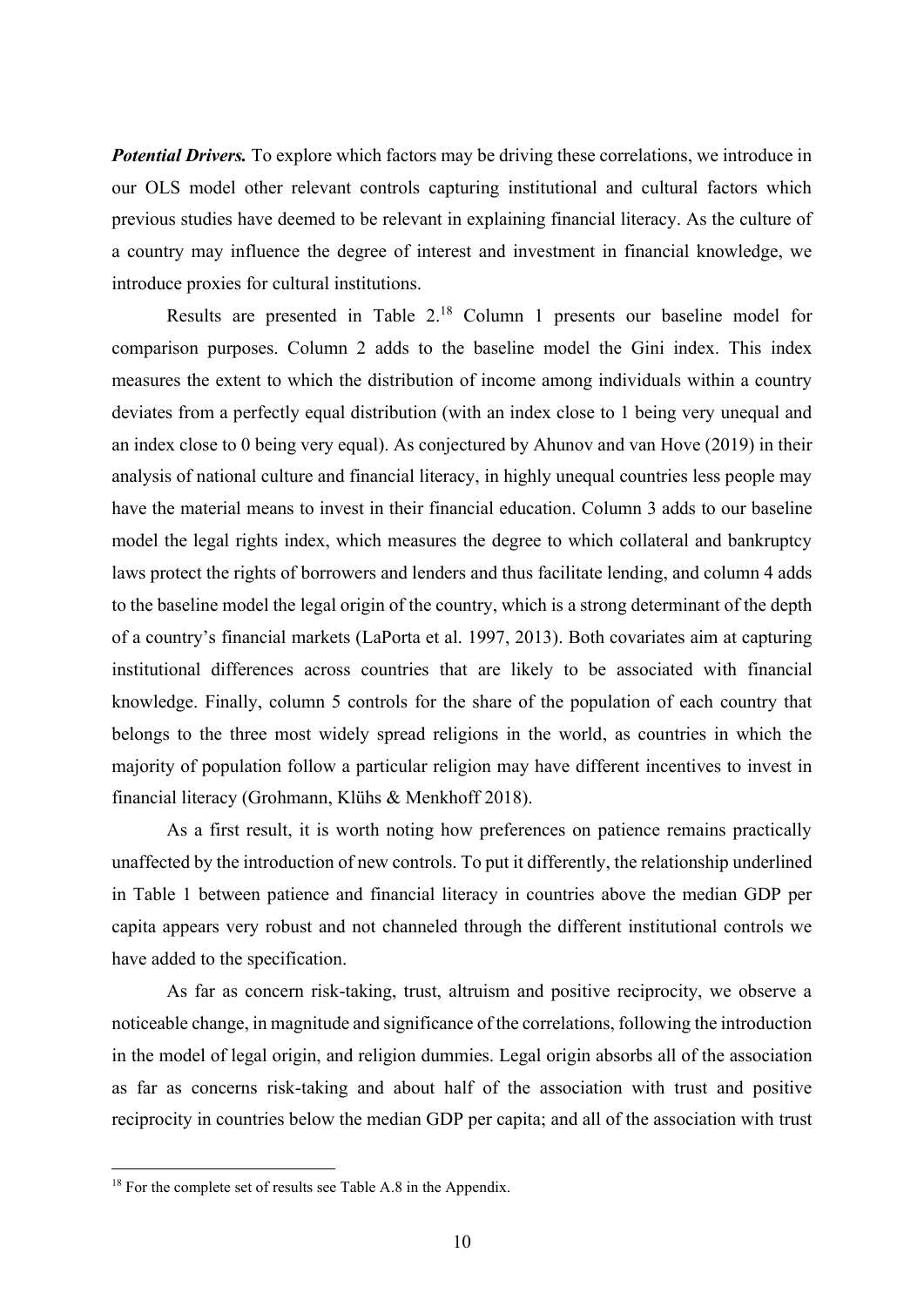***Potential Drivers.*** To explore which factors may be driving these correlations, we introduce in our OLS model other relevant controls capturing institutional and cultural factors which previous studies have deemed to be relevant in explaining financial literacy. As the culture of a country may influence the degree of interest and investment in financial knowledge, we introduce proxies for cultural institutions.

Results are presented in Table 2.[18] Column 1 presents our baseline model for comparison purposes. Column 2 adds to the baseline model the Gini index. This index measures the extent to which the distribution of income among individuals within a country deviates from a perfectly equal distribution (with an index close to 1 being very unequal and an index close to 0 being very equal). As conjectured by Ahunov and van Hove (2019) in their analysis of national culture and financial literacy, in highly unequal countries less people may have the material means to invest in their financial education. Column 3 adds to our baseline model the legal rights index, which measures the degree to which collateral and bankruptcy laws protect the rights of borrowers and lenders and thus facilitate lending, and column 4 adds to the baseline model the legal origin of the country, which is a strong determinant of the depth of a country's financial markets (LaPorta et al. 1997, 2013). Both covariates aim at capturing institutional differences across countries that are likely to be associated with financial knowledge. Finally, column 5 controls for the share of the population of each country that belongs to the three most widely spread religions in the world, as countries in which the majority of population follow a particular religion may have different incentives to invest in financial literacy (Grohmann, Klühs & Menkhoff 2018).

As a first result, it is worth noting how preferences on patience remains practically unaffected by the introduction of new controls. To put it differently, the relationship underlined in Table 1 between patience and financial literacy in countries above the median GDP per capita appears very robust and not channeled through the different institutional controls we have added to the specification.

As far as concern risk-taking, trust, altruism and positive reciprocity, we observe a noticeable change, in magnitude and significance of the correlations, following the introduction in the model of legal origin, and religion dummies. Legal origin absorbs all of the association as far as concerns risk-taking and about half of the association with trust and positive reciprocity in countries below the median GDP per capita; and all of the association with trust

[18] For the complete set of results see Table A.8 in the Appendix.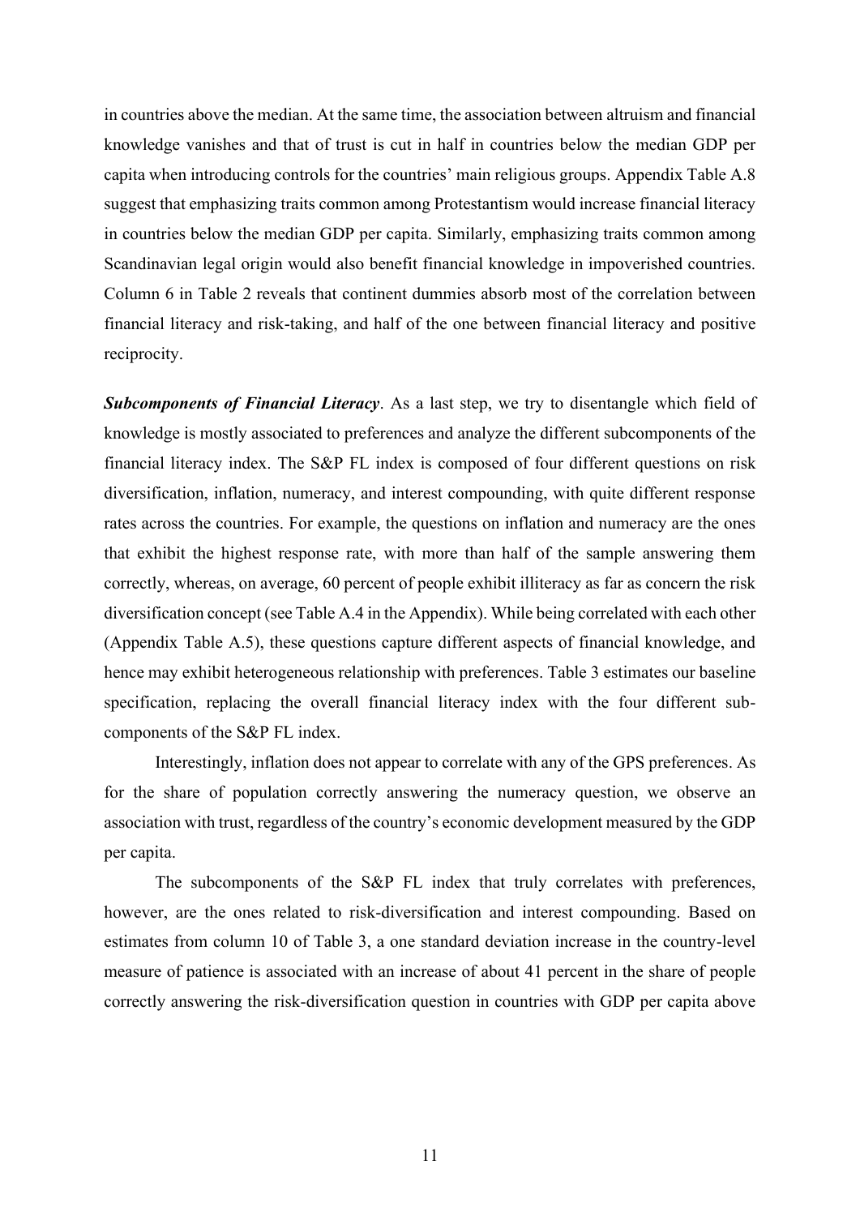in countries above the median. At the same time, the association between altruism and financial knowledge vanishes and that of trust is cut in half in countries below the median GDP per capita when introducing controls for the countries' main religious groups. Appendix Table A.8 suggest that emphasizing traits common among Protestantism would increase financial literacy in countries below the median GDP per capita. Similarly, emphasizing traits common among Scandinavian legal origin would also benefit financial knowledge in impoverished countries. Column 6 in Table 2 reveals that continent dummies absorb most of the correlation between financial literacy and risk-taking, and half of the one between financial literacy and positive reciprocity.

***Subcomponents of Financial Literacy***. As a last step, we try to disentangle which field of knowledge is mostly associated to preferences and analyze the different subcomponents of the financial literacy index. The S&P FL index is composed of four different questions on risk diversification, inflation, numeracy, and interest compounding, with quite different response rates across the countries. For example, the questions on inflation and numeracy are the ones that exhibit the highest response rate, with more than half of the sample answering them correctly, whereas, on average, 60 percent of people exhibit illiteracy as far as concern the risk diversification concept (see Table A.4 in the Appendix). While being correlated with each other (Appendix Table A.5), these questions capture different aspects of financial knowledge, and hence may exhibit heterogeneous relationship with preferences. Table 3 estimates our baseline specification, replacing the overall financial literacy index with the four different sub-components of the S&P FL index.

Interestingly, inflation does not appear to correlate with any of the GPS preferences. As for the share of population correctly answering the numeracy question, we observe an association with trust, regardless of the country's economic development measured by the GDP per capita.

The subcomponents of the S&P FL index that truly correlates with preferences, however, are the ones related to risk-diversification and interest compounding. Based on estimates from column 10 of Table 3, a one standard deviation increase in the country-level measure of patience is associated with an increase of about 41 percent in the share of people correctly answering the risk-diversification question in countries with GDP per capita above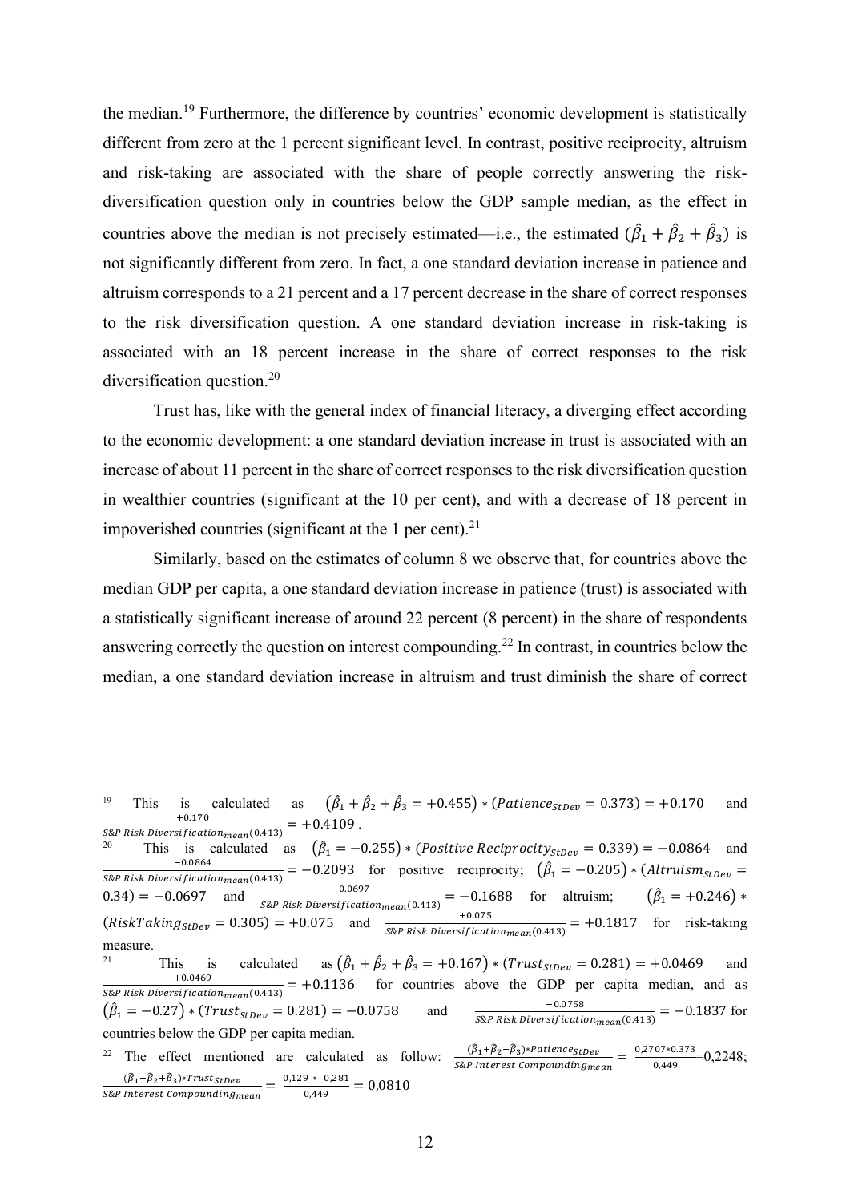the median.[19] Furthermore, the difference by countries' economic development is statistically different from zero at the 1 percent significant level. In contrast, positive reciprocity, altruism and risk-taking are associated with the share of people correctly answering the risk-diversification question only in countries below the GDP sample median, as the effect in countries above the median is not precisely estimated—i.e., the estimated $(\hat{\beta}_1 + \hat{\beta}_2 + \hat{\beta}_3)$ is not significantly different from zero. In fact, a one standard deviation increase in patience and altruism corresponds to a 21 percent and a 17 percent decrease in the share of correct responses to the risk diversification question. A one standard deviation increase in risk-taking is associated with an 18 percent increase in the share of correct responses to the risk diversification question.[20]

Trust has, like with the general index of financial literacy, a diverging effect according to the economic development: a one standard deviation increase in trust is associated with an increase of about 11 percent in the share of correct responses to the risk diversification question in wealthier countries (significant at the 10 per cent), and with a decrease of 18 percent in impoverished countries (significant at the 1 per cent).[21]

Similarly, based on the estimates of column 8 we observe that, for countries above the median GDP per capita, a one standard deviation increase in patience (trust) is associated with a statistically significant increase of around 22 percent (8 percent) in the share of respondents answering correctly the question on interest compounding.[22] In contrast, in countries below the median, a one standard deviation increase in altruism and trust diminish the share of correct

---

[19] This is calculated as $(\hat{\beta}_1 + \hat{\beta}_2 + \hat{\beta}_3 = +0.455) * (Patience_{StDev} = 0.373) = +0.170$ and $\frac{+0.170}{S\&P\ Risk\ Diversification_{mean}(0.413)} = +0.4109$ .

[20] This is calculated as $(\hat{\beta}_1 = -0.255) * (Positive\ Reciprocity_{StDev} = 0.339) = -0.0864$ and $\frac{-0.0864}{S\&P\ Risk\ Diversification_{mean}(0.413)} = -0.2093$ for positive reciprocity; $(\hat{\beta}_1 = -0.205) * (Altruism_{StDev} = 0.34) = -0.0697$ and $\frac{-0.0697}{S\&P\ Risk\ Diversification_{mean}(0.413)} = -0.1688$ for altruism; $(\hat{\beta}_1 = +0.246) * (RiskTaking_{StDev} = 0.305) = +0.075$ and $\frac{+0.075}{S\&P\ Risk\ Diversification_{mean}(0.413)} = +0.1817$ for risk-taking measure.

[21] This is calculated as $(\hat{\beta}_1 + \hat{\beta}_2 + \hat{\beta}_3 = +0.167) * (Trust_{StDev} = 0.281) = +0.0469$ and $\frac{+0.0469}{S\&P\ Risk\ Diversification_{mean}(0.413)} = +0.1136$ for countries above the GDP per capita median, and as $(\hat{\beta}_1 = -0.27) * (Trust_{StDev} = 0.281) = -0.0758$ and $\frac{-0.0758}{S\&P\ Risk\ Diversification_{mean}(0.413)} = -0.1837$ for countries below the GDP per capita median.

[22] The effect mentioned are calculated as follow: $\frac{(\hat{\beta}_1+\hat{\beta}_2+\hat{\beta}_3)*Patience_{StDev}}{S\&P\ Interest\ Compounding_{mean}} = \frac{0{,}2707*0.373}{0{,}449} = 0{,}2248$; $\frac{(\hat{\beta}_1+\hat{\beta}_2+\hat{\beta}_3)*Trust_{StDev}}{S\&P\ Interest\ Compounding_{mean}} = \frac{0{,}129\ *\ 0{,}281}{0{,}449} = 0{,}0810$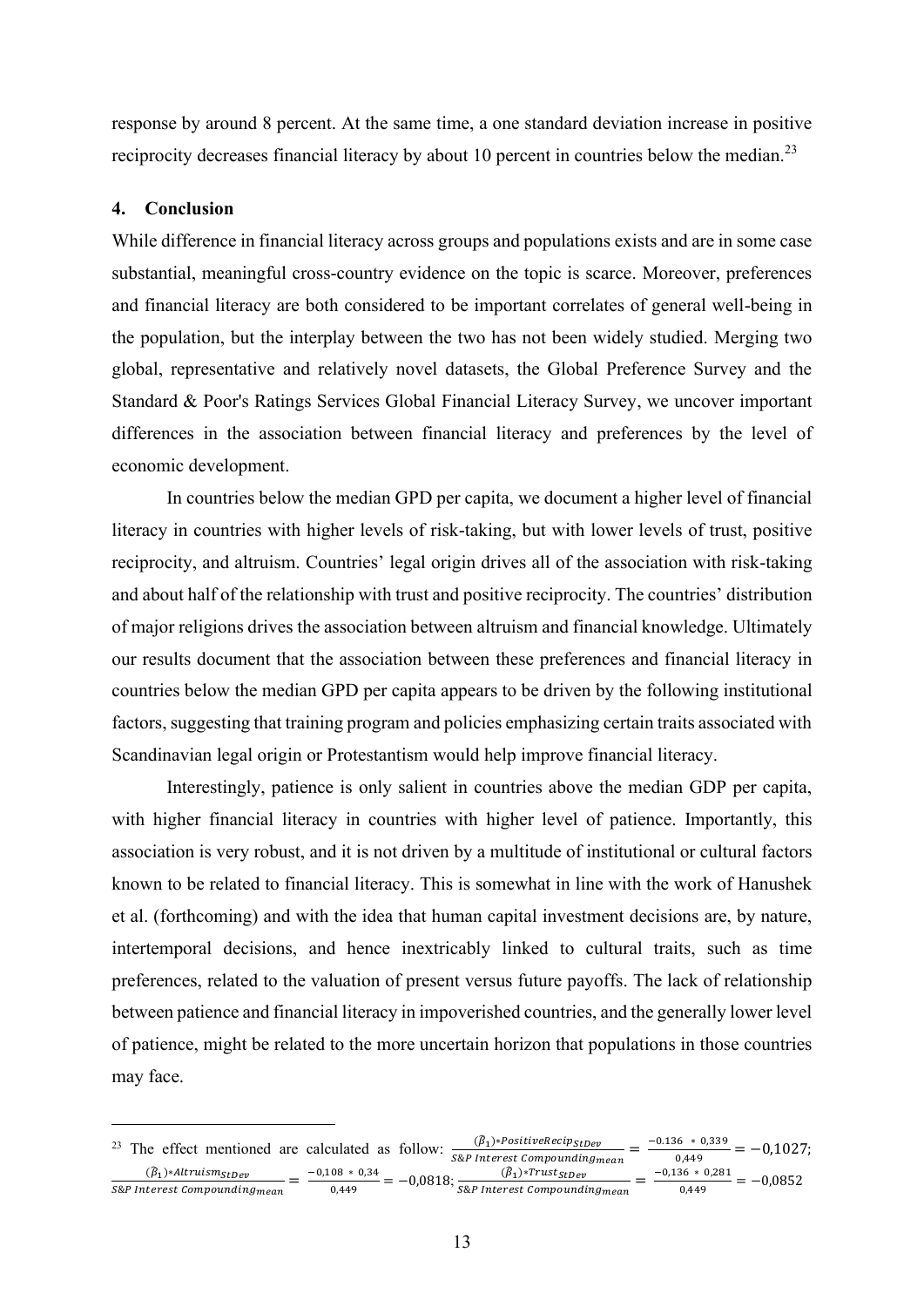response by around 8 percent. At the same time, a one standard deviation increase in positive reciprocity decreases financial literacy by about 10 percent in countries below the median.[23]

## 4. Conclusion

While difference in financial literacy across groups and populations exists and are in some case substantial, meaningful cross-country evidence on the topic is scarce. Moreover, preferences and financial literacy are both considered to be important correlates of general well-being in the population, but the interplay between the two has not been widely studied. Merging two global, representative and relatively novel datasets, the Global Preference Survey and the Standard & Poor's Ratings Services Global Financial Literacy Survey, we uncover important differences in the association between financial literacy and preferences by the level of economic development.

In countries below the median GPD per capita, we document a higher level of financial literacy in countries with higher levels of risk-taking, but with lower levels of trust, positive reciprocity, and altruism. Countries' legal origin drives all of the association with risk-taking and about half of the relationship with trust and positive reciprocity. The countries' distribution of major religions drives the association between altruism and financial knowledge. Ultimately our results document that the association between these preferences and financial literacy in countries below the median GPD per capita appears to be driven by the following institutional factors, suggesting that training program and policies emphasizing certain traits associated with Scandinavian legal origin or Protestantism would help improve financial literacy.

Interestingly, patience is only salient in countries above the median GDP per capita, with higher financial literacy in countries with higher level of patience. Importantly, this association is very robust, and it is not driven by a multitude of institutional or cultural factors known to be related to financial literacy. This is somewhat in line with the work of Hanushek et al. (forthcoming) and with the idea that human capital investment decisions are, by nature, intertemporal decisions, and hence inextricably linked to cultural traits, such as time preferences, related to the valuation of present versus future payoffs. The lack of relationship between patience and financial literacy in impoverished countries, and the generally lower level of patience, might be related to the more uncertain horizon that populations in those countries may face.

---

[23] The effect mentioned are calculated as follow: $\frac{(\hat{\beta}_1) * PositiveRecip_{StDev}}{S\&P\ Interest\ Compounding_{mean}} = \frac{-0.136 \ * \ 0{,}339}{0{,}449} = -0{,}1027$; $\frac{(\hat{\beta}_1) * Altruism_{StDev}}{S\&P\ Interest\ Compounding_{mean}} = \frac{-0{,}108 \ * \ 0{,}34}{0{,}449} = -0{,}0818$; $\frac{(\hat{\beta}_1) * Trust_{StDev}}{S\&P\ Interest\ Compounding_{mean}} = \frac{-0{,}136 \ * \ 0{,}281}{0{,}449} = -0{,}0852$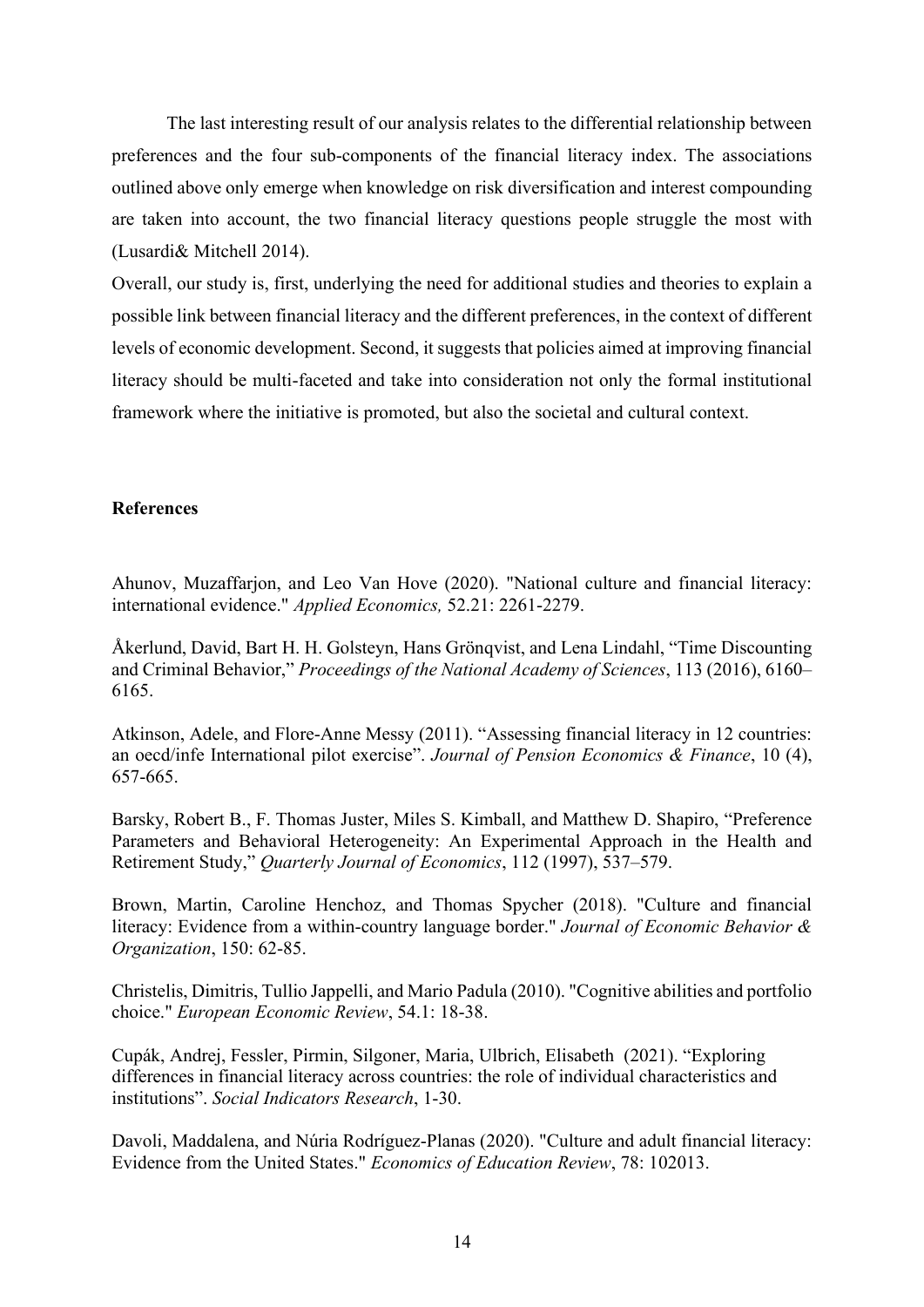The last interesting result of our analysis relates to the differential relationship between preferences and the four sub-components of the financial literacy index. The associations outlined above only emerge when knowledge on risk diversification and interest compounding are taken into account, the two financial literacy questions people struggle the most with (Lusardi& Mitchell 2014).

Overall, our study is, first, underlying the need for additional studies and theories to explain a possible link between financial literacy and the different preferences, in the context of different levels of economic development. Second, it suggests that policies aimed at improving financial literacy should be multi-faceted and take into consideration not only the formal institutional framework where the initiative is promoted, but also the societal and cultural context.

**References**

Ahunov, Muzaffarjon, and Leo Van Hove (2020). "National culture and financial literacy: international evidence." *Applied Economics,* 52.21: 2261-2279.

Åkerlund, David, Bart H. H. Golsteyn, Hans Grönqvist, and Lena Lindahl, "Time Discounting and Criminal Behavior," *Proceedings of the National Academy of Sciences*, 113 (2016), 6160–6165.

Atkinson, Adele, and Flore-Anne Messy (2011). "Assessing financial literacy in 12 countries: an oecd/infe International pilot exercise". *Journal of Pension Economics & Finance*, 10 (4), 657-665.

Barsky, Robert B., F. Thomas Juster, Miles S. Kimball, and Matthew D. Shapiro, "Preference Parameters and Behavioral Heterogeneity: An Experimental Approach in the Health and Retirement Study," *Quarterly Journal of Economics*, 112 (1997), 537–579.

Brown, Martin, Caroline Henchoz, and Thomas Spycher (2018). "Culture and financial literacy: Evidence from a within-country language border." *Journal of Economic Behavior & Organization*, 150: 62-85.

Christelis, Dimitris, Tullio Jappelli, and Mario Padula (2010). "Cognitive abilities and portfolio choice." *European Economic Review*, 54.1: 18-38.

Cupák, Andrej, Fessler, Pirmin, Silgoner, Maria, Ulbrich, Elisabeth (2021). "Exploring differences in financial literacy across countries: the role of individual characteristics and institutions". *Social Indicators Research*, 1-30.

Davoli, Maddalena, and Núria Rodríguez-Planas (2020). "Culture and adult financial literacy: Evidence from the United States." *Economics of Education Review*, 78: 102013.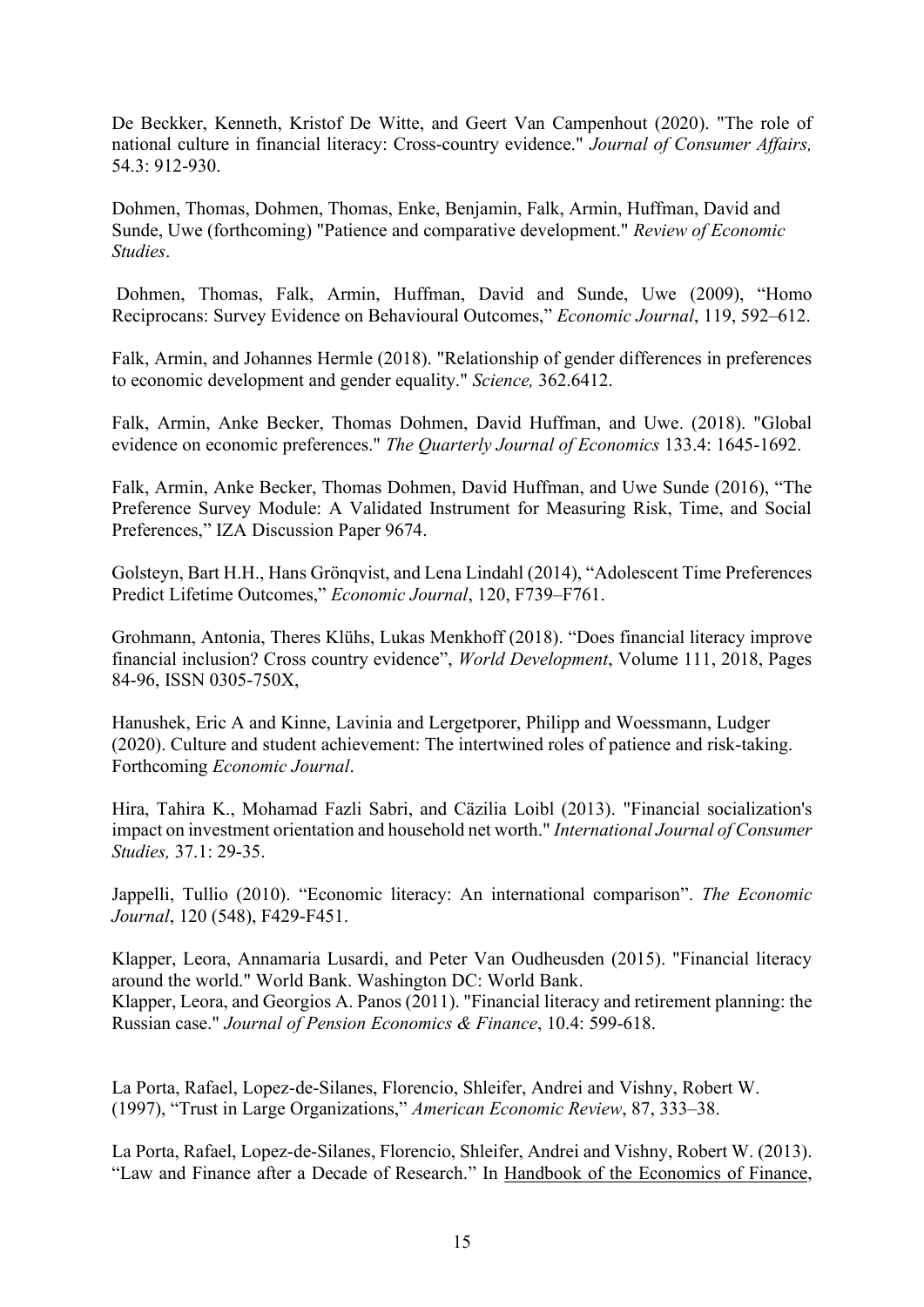De Beckker, Kenneth, Kristof De Witte, and Geert Van Campenhout (2020). "The role of national culture in financial literacy: Cross‐country evidence." *Journal of Consumer Affairs,* 54.3: 912-930.

Dohmen, Thomas, Dohmen, Thomas, Enke, Benjamin, Falk, Armin, Huffman, David and Sunde, Uwe (forthcoming) "Patience and comparative development." *Review of Economic Studies*.

Dohmen, Thomas, Falk, Armin, Huffman, David and Sunde, Uwe (2009), "Homo Reciprocans: Survey Evidence on Behavioural Outcomes," *Economic Journal*, 119, 592–612.

Falk, Armin, and Johannes Hermle (2018). "Relationship of gender differences in preferences to economic development and gender equality." *Science,* 362.6412.

Falk, Armin, Anke Becker, Thomas Dohmen, David Huffman, and Uwe. (2018). "Global evidence on economic preferences." *The Quarterly Journal of Economics* 133.4: 1645-1692.

Falk, Armin, Anke Becker, Thomas Dohmen, David Huffman, and Uwe Sunde (2016), "The Preference Survey Module: A Validated Instrument for Measuring Risk, Time, and Social Preferences," IZA Discussion Paper 9674.

Golsteyn, Bart H.H., Hans Grönqvist, and Lena Lindahl (2014), "Adolescent Time Preferences Predict Lifetime Outcomes," *Economic Journal*, 120, F739–F761.

Grohmann, Antonia, Theres Klühs, Lukas Menkhoff (2018). "Does financial literacy improve financial inclusion? Cross country evidence", *World Development*, Volume 111, 2018, Pages 84-96, ISSN 0305-750X,

Hanushek, Eric A and Kinne, Lavinia and Lergetporer, Philipp and Woessmann, Ludger (2020). Culture and student achievement: The intertwined roles of patience and risk-taking. Forthcoming *Economic Journal*.

Hira, Tahira K., Mohamad Fazli Sabri, and Cäzilia Loibl (2013). "Financial socialization's impact on investment orientation and household net worth." *International Journal of Consumer Studies,* 37.1: 29-35.

Jappelli, Tullio (2010). "Economic literacy: An international comparison". *The Economic Journal*, 120 (548), F429-F451.

Klapper, Leora, Annamaria Lusardi, and Peter Van Oudheusden (2015). "Financial literacy around the world." World Bank. Washington DC: World Bank.

Klapper, Leora, and Georgios A. Panos (2011). "Financial literacy and retirement planning: the Russian case." *Journal of Pension Economics & Finance*, 10.4: 599-618.

La Porta, Rafael, Lopez-de-Silanes, Florencio, Shleifer, Andrei and Vishny, Robert W. (1997), "Trust in Large Organizations," *American Economic Review*, 87, 333–38.

La Porta, Rafael, Lopez-de-Silanes, Florencio, Shleifer, Andrei and Vishny, Robert W. (2013). "Law and Finance after a Decade of Research." In Handbook of the Economics of Finance,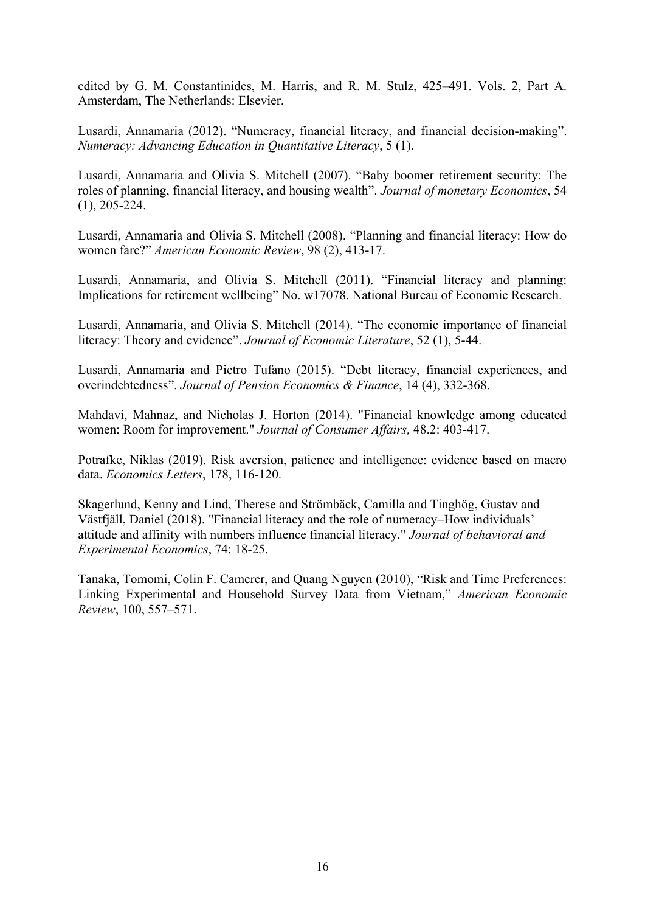edited by G. M. Constantinides, M. Harris, and R. M. Stulz, 425–491. Vols. 2, Part A. Amsterdam, The Netherlands: Elsevier.

Lusardi, Annamaria (2012). "Numeracy, financial literacy, and financial decision-making". *Numeracy: Advancing Education in Quantitative Literacy*, 5 (1).

Lusardi, Annamaria and Olivia S. Mitchell (2007). "Baby boomer retirement security: The roles of planning, financial literacy, and housing wealth". *Journal of monetary Economics*, 54 (1), 205-224.

Lusardi, Annamaria and Olivia S. Mitchell (2008). "Planning and financial literacy: How do women fare?" *American Economic Review*, 98 (2), 413-17.

Lusardi, Annamaria, and Olivia S. Mitchell (2011). "Financial literacy and planning: Implications for retirement wellbeing" No. w17078. National Bureau of Economic Research.

Lusardi, Annamaria, and Olivia S. Mitchell (2014). "The economic importance of financial literacy: Theory and evidence". *Journal of Economic Literature*, 52 (1), 5-44.

Lusardi, Annamaria and Pietro Tufano (2015). "Debt literacy, financial experiences, and overindebtedness". *Journal of Pension Economics & Finance*, 14 (4), 332-368.

Mahdavi, Mahnaz, and Nicholas J. Horton (2014). "Financial knowledge among educated women: Room for improvement." *Journal of Consumer Affairs,* 48.2: 403-417.

Potrafke, Niklas (2019). Risk aversion, patience and intelligence: evidence based on macro data. *Economics Letters*, 178, 116-120.

Skagerlund, Kenny and Lind, Therese and Strömbäck, Camilla and Tinghög, Gustav and Västfjäll, Daniel (2018). "Financial literacy and the role of numeracy–How individuals' attitude and affinity with numbers influence financial literacy." *Journal of behavioral and Experimental Economics*, 74: 18-25.

Tanaka, Tomomi, Colin F. Camerer, and Quang Nguyen (2010), "Risk and Time Preferences: Linking Experimental and Household Survey Data from Vietnam," *American Economic Review*, 100, 557–571.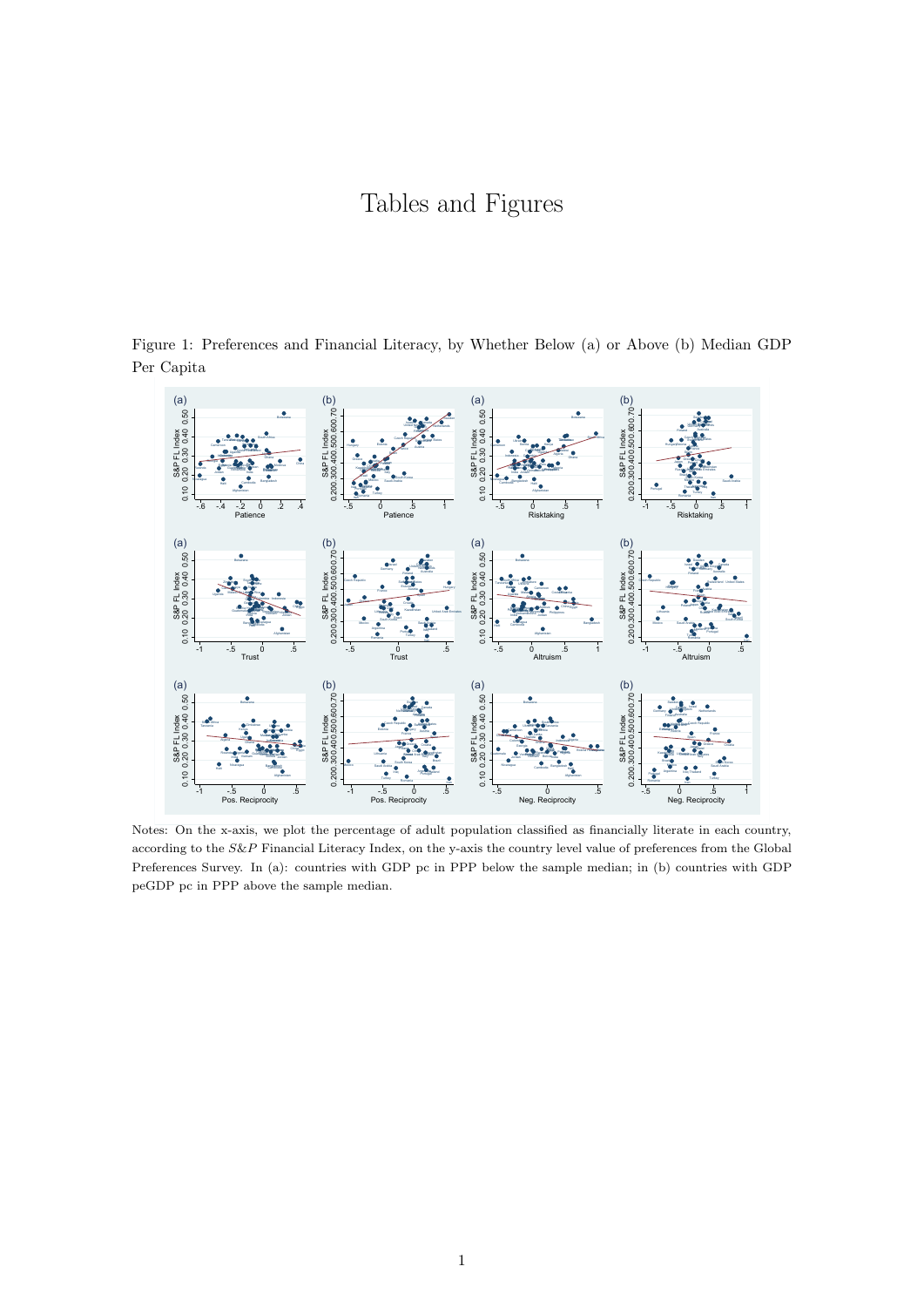# Tables and Figures

Figure 1: Preferences and Financial Literacy, by Whether Below (a) or Above (b) Median GDP Per Capita

Notes: On the x-axis, we plot the percentage of adult population classified as financially literate in each country, according to the *S&P* Financial Literacy Index, on the y-axis the country level value of preferences from the Global Preferences Survey. In (a): countries with GDP pc in PPP below the sample median; in (b) countries with GDP peGDP pc in PPP above the sample median.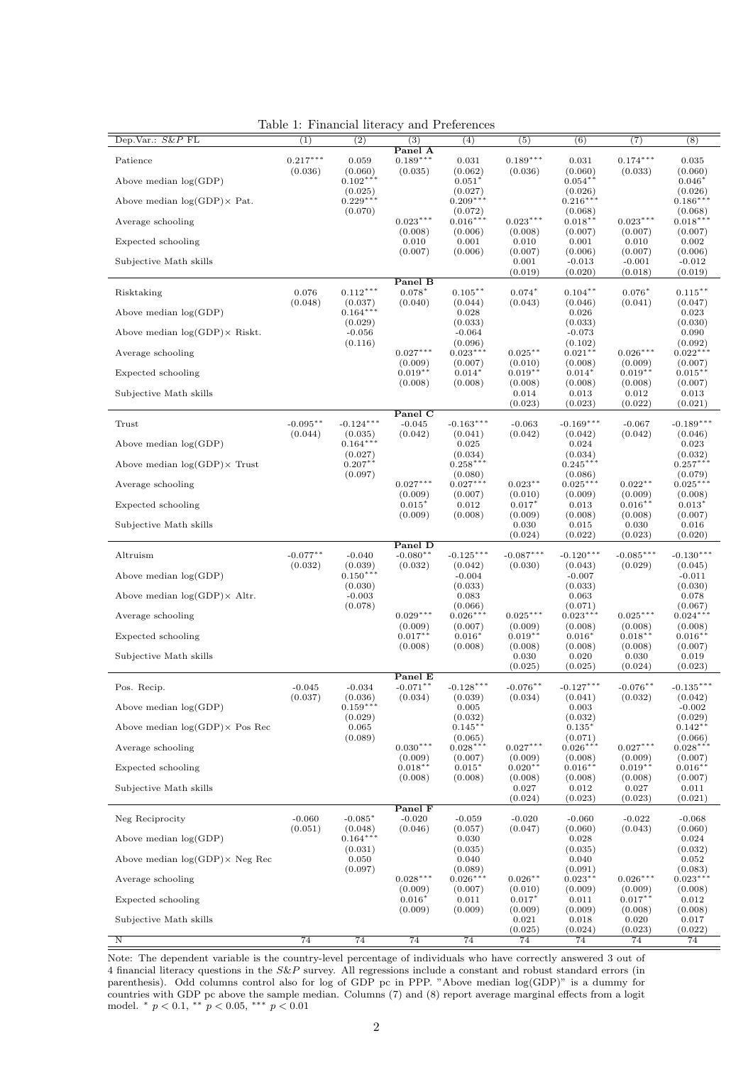Table 1: Financial literacy and Preferences

| Dep.Var.: *S&P* FL | (1) | (2) | (3) | (4) | (5) | (6) | (7) | (8) |
|---|---|---|---|---|---|---|---|---|
| | | | **Panel A** | | | | | |
| Patience | 0.217*** | 0.059 | 0.189*** | 0.031 | 0.189*** | 0.031 | 0.174*** | 0.035 |
| | (0.036) | (0.060) | (0.035) | (0.062) | (0.036) | (0.060) | (0.033) | (0.060) |
| Above median log(GDP) | | 0.102*** | | 0.051* | | 0.054** | | 0.046* |
| | | (0.025) | | (0.027) | | (0.026) | | (0.026) |
| Above median log(GDP)× Pat. | | 0.229*** | | 0.209*** | | 0.216*** | | 0.186*** |
| | | (0.070) | | (0.072) | | (0.068) | | (0.068) |
| Average schooling | | | 0.023*** | 0.016*** | 0.023*** | 0.018** | 0.023*** | 0.018*** |
| | | | (0.008) | (0.006) | (0.008) | (0.007) | (0.007) | (0.007) |
| Expected schooling | | | 0.010 | 0.001 | 0.010 | 0.001 | 0.010 | 0.002 |
| | | | (0.007) | (0.006) | (0.007) | (0.006) | (0.007) | (0.006) |
| Subjective Math skills | | | | | 0.001 | -0.013 | -0.001 | -0.012 |
| | | | | | (0.019) | (0.020) | (0.018) | (0.019) |
| | | | **Panel B** | | | | | |
| Risktaking | 0.076 | 0.112*** | 0.078* | 0.105** | 0.074* | 0.104** | 0.076* | 0.115** |
| | (0.048) | (0.037) | (0.040) | (0.044) | (0.043) | (0.046) | (0.041) | (0.047) |
| Above median log(GDP) | | 0.164*** | | 0.028 | | 0.026 | | 0.023 |
| | | (0.029) | | (0.033) | | (0.033) | | (0.030) |
| Above median log(GDP)× Riskt. | | -0.056 | | -0.064 | | -0.073 | | 0.090 |
| | | (0.116) | | (0.096) | | (0.102) | | (0.092) |
| Average schooling | | | 0.027*** | 0.023*** | 0.025** | 0.021** | 0.026*** | 0.022*** |
| | | | (0.009) | (0.007) | (0.010) | (0.008) | (0.009) | (0.007) |
| Expected schooling | | | 0.019** | 0.014* | 0.019** | 0.014* | 0.019** | 0.015** |
| | | | (0.008) | (0.008) | (0.008) | (0.008) | (0.008) | (0.007) |
| Subjective Math skills | | | | | 0.014 | 0.013 | 0.012 | 0.013 |
| | | | | | (0.023) | (0.023) | (0.022) | (0.021) |
| | | | **Panel C** | | | | | |
| Trust | -0.095** | -0.124*** | -0.045 | -0.163*** | -0.063 | -0.169*** | -0.067 | -0.189*** |
| | (0.044) | (0.035) | (0.042) | (0.041) | (0.042) | (0.042) | (0.042) | (0.046) |
| Above median log(GDP) | | 0.164*** | | 0.025 | | 0.024 | | 0.023 |
| | | (0.027) | | (0.034) | | (0.034) | | (0.032) |
| Above median log(GDP)× Trust | | 0.207** | | 0.258*** | | 0.245*** | | 0.257*** |
| | | (0.097) | | (0.080) | | (0.086) | | (0.079) |
| Average schooling | | | 0.027*** | 0.027*** | 0.023** | 0.025*** | 0.022** | 0.025*** |
| | | | (0.009) | (0.007) | (0.010) | (0.009) | (0.009) | (0.008) |
| Expected schooling | | | 0.015* | 0.012 | 0.017* | 0.013 | 0.016** | 0.013* |
| | | | (0.009) | (0.008) | (0.009) | (0.008) | (0.008) | (0.007) |
| Subjective Math skills | | | | | 0.030 | 0.015 | 0.030 | 0.016 |
| | | | | | (0.024) | (0.022) | (0.023) | (0.020) |
| | | | **Panel D** | | | | | |
| Altruism | -0.077** | -0.040 | -0.080** | -0.125*** | -0.087*** | -0.120*** | -0.085*** | -0.130*** |
| | (0.032) | (0.039) | (0.032) | (0.042) | (0.030) | (0.043) | (0.029) | (0.045) |
| Above median log(GDP) | | 0.150*** | | -0.004 | | -0.007 | | -0.011 |
| | | (0.030) | | (0.033) | | (0.033) | | (0.030) |
| Above median log(GDP)× Altr. | | -0.003 | | 0.083 | | 0.063 | | 0.078 |
| | | (0.078) | | (0.066) | | (0.071) | | (0.067) |
| Average schooling | | | 0.029*** | 0.026*** | 0.025*** | 0.023*** | 0.025*** | 0.024*** |
| | | | (0.009) | (0.007) | (0.009) | (0.008) | (0.008) | (0.008) |
| Expected schooling | | | 0.017** | 0.016* | 0.019** | 0.016* | 0.018** | 0.016** |
| | | | (0.008) | (0.008) | (0.008) | (0.008) | (0.008) | (0.007) |
| Subjective Math skills | | | | | 0.030 | 0.020 | 0.030 | 0.019 |
| | | | | | (0.025) | (0.025) | (0.024) | (0.023) |
| | | | **Panel E** | | | | | |
| Pos. Recip. | -0.045 | -0.034 | -0.071** | -0.128*** | -0.076** | -0.127*** | -0.076** | -0.135*** |
| | (0.037) | (0.036) | (0.034) | (0.039) | (0.034) | (0.041) | (0.032) | (0.042) |
| Above median log(GDP) | | 0.159*** | | 0.005 | | 0.003 | | -0.002 |
| | | (0.029) | | (0.032) | | (0.032) | | (0.029) |
| Above median log(GDP)× Pos Rec | | 0.065 | | 0.145** | | 0.135* | | 0.142** |
| | | (0.089) | | (0.065) | | (0.071) | | (0.066) |
| Average schooling | | | 0.030*** | 0.028*** | 0.027*** | 0.026*** | 0.027*** | 0.028*** |
| | | | (0.009) | (0.007) | (0.009) | (0.008) | (0.009) | (0.007) |
| Expected schooling | | | 0.018** | 0.015* | 0.020** | 0.016** | 0.019** | 0.016** |
| | | | (0.008) | (0.008) | (0.008) | (0.008) | (0.008) | (0.007) |
| Subjective Math skills | | | | | 0.027 | 0.012 | 0.027 | 0.011 |
| | | | | | (0.024) | (0.023) | (0.023) | (0.021) |
| | | | **Panel F** | | | | | |
| Neg Reciprocity | -0.060 | -0.085* | -0.020 | -0.059 | -0.020 | -0.060 | -0.022 | -0.068 |
| | (0.051) | (0.048) | (0.046) | (0.057) | (0.047) | (0.060) | (0.043) | (0.060) |
| Above median log(GDP) | | 0.164*** | | 0.030 | | 0.028 | | 0.024 |
| | | (0.031) | | (0.035) | | (0.035) | | (0.032) |
| Above median log(GDP)× Neg Rec | | 0.050 | | 0.040 | | 0.040 | | 0.052 |
| | | (0.097) | | (0.089) | | (0.091) | | (0.083) |
| Average schooling | | | 0.028*** | 0.026*** | 0.026** | 0.023** | 0.026*** | 0.023*** |
| | | | (0.009) | (0.007) | (0.010) | (0.009) | (0.009) | (0.008) |
| Expected schooling | | | 0.016* | 0.011 | 0.017* | 0.011 | 0.017** | 0.012 |
| | | | (0.009) | (0.009) | (0.009) | (0.009) | (0.008) | (0.008) |
| Subjective Math skills | | | | | 0.021 | 0.018 | 0.020 | 0.017 |
| | | | | | (0.025) | (0.024) | (0.023) | (0.022) |
| N | 74 | 74 | 74 | 74 | 74 | 74 | 74 | 74 |

Note: The dependent variable is the country-level percentage of individuals who have correctly answered 3 out of 4 financial literacy questions in the *S&P* survey. All regressions include a constant and robust standard errors (in parenthesis). Odd columns control also for log of GDP pc in PPP. "Above median log(GDP)" is a dummy for countries with GDP pc above the sample median. Columns (7) and (8) report average marginal effects from a logit model. * $p < 0.1$, ** $p < 0.05$, *** $p < 0.01$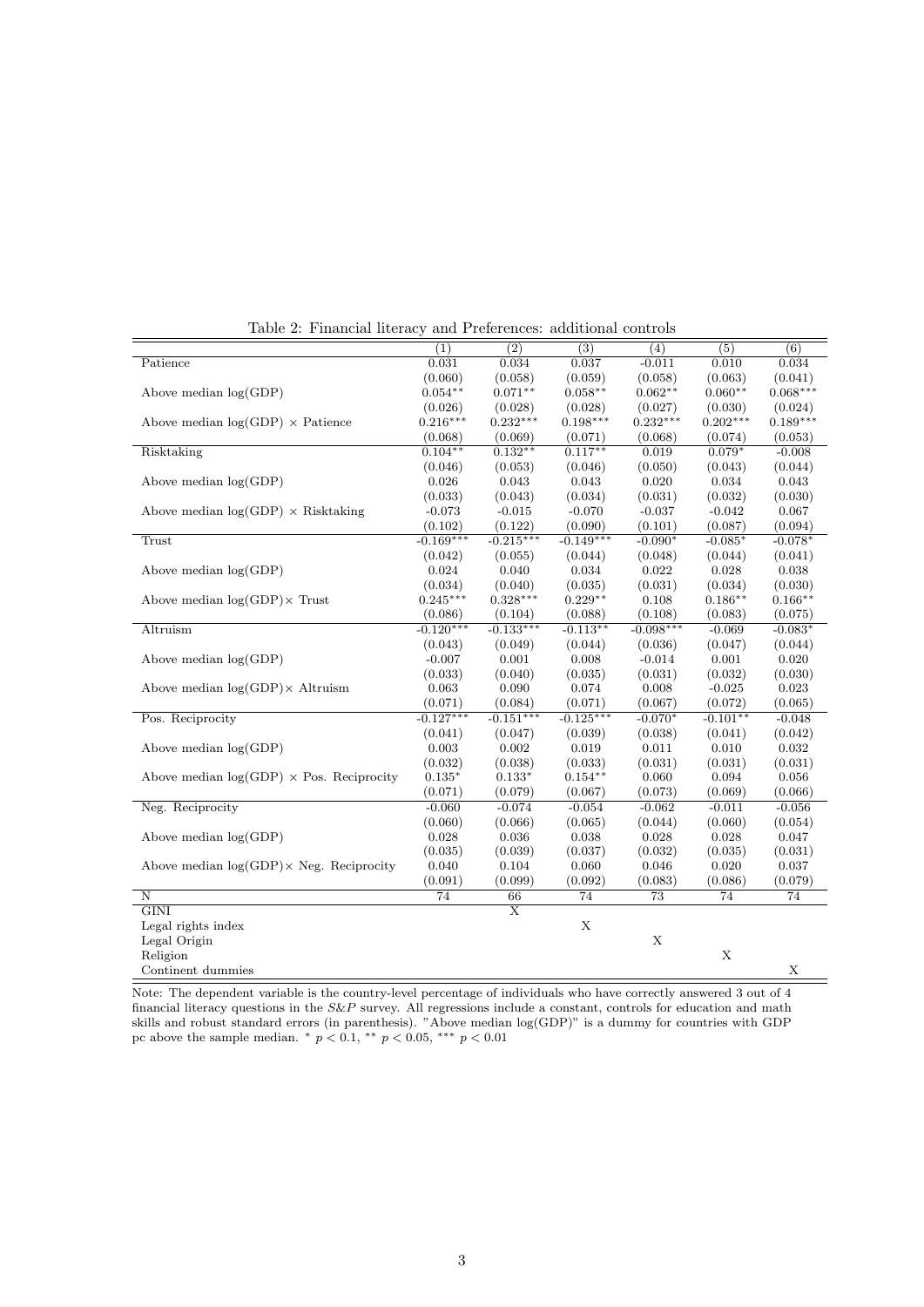Table 2: Financial literacy and Preferences: additional controls

| | (1) | (2) | (3) | (4) | (5) | (6) |
|---|---|---|---|---|---|---|
| Patience | 0.031 | 0.034 | 0.037 | -0.011 | 0.010 | 0.034 |
| | (0.060) | (0.058) | (0.059) | (0.058) | (0.063) | (0.041) |
| Above median log(GDP) | 0.054** | 0.071** | 0.058** | 0.062** | 0.060** | 0.068*** |
| | (0.026) | (0.028) | (0.028) | (0.027) | (0.030) | (0.024) |
| Above median log(GDP) × Patience | 0.216*** | 0.232*** | 0.198*** | 0.232*** | 0.202*** | 0.189*** |
| | (0.068) | (0.069) | (0.071) | (0.068) | (0.074) | (0.053) |
| Risktaking | 0.104** | 0.132** | 0.117** | 0.019 | 0.079* | -0.008 |
| | (0.046) | (0.053) | (0.046) | (0.050) | (0.043) | (0.044) |
| Above median log(GDP) | 0.026 | 0.043 | 0.043 | 0.020 | 0.034 | 0.043 |
| | (0.033) | (0.043) | (0.034) | (0.031) | (0.032) | (0.030) |
| Above median log(GDP) × Risktaking | -0.073 | -0.015 | -0.070 | -0.037 | -0.042 | 0.067 |
| | (0.102) | (0.122) | (0.090) | (0.101) | (0.087) | (0.094) |
| Trust | -0.169*** | -0.215*** | -0.149*** | -0.090* | -0.085* | -0.078* |
| | (0.042) | (0.055) | (0.044) | (0.048) | (0.044) | (0.041) |
| Above median log(GDP) | 0.024 | 0.040 | 0.034 | 0.022 | 0.028 | 0.038 |
| | (0.034) | (0.040) | (0.035) | (0.031) | (0.034) | (0.030) |
| Above median log(GDP)× Trust | 0.245*** | 0.328*** | 0.229** | 0.108 | 0.186** | 0.166** |
| | (0.086) | (0.104) | (0.088) | (0.108) | (0.083) | (0.075) |
| Altruism | -0.120*** | -0.133*** | -0.113** | -0.098*** | -0.069 | -0.083* |
| | (0.043) | (0.049) | (0.044) | (0.036) | (0.047) | (0.044) |
| Above median log(GDP) | -0.007 | 0.001 | 0.008 | -0.014 | 0.001 | 0.020 |
| | (0.033) | (0.040) | (0.035) | (0.031) | (0.032) | (0.030) |
| Above median log(GDP)× Altruism | 0.063 | 0.090 | 0.074 | 0.008 | -0.025 | 0.023 |
| | (0.071) | (0.084) | (0.071) | (0.067) | (0.072) | (0.065) |
| Pos. Reciprocity | -0.127*** | -0.151*** | -0.125*** | -0.070* | -0.101** | -0.048 |
| | (0.041) | (0.047) | (0.039) | (0.038) | (0.041) | (0.042) |
| Above median log(GDP) | 0.003 | 0.002 | 0.019 | 0.011 | 0.010 | 0.032 |
| | (0.032) | (0.038) | (0.033) | (0.031) | (0.031) | (0.031) |
| Above median log(GDP) × Pos. Reciprocity | 0.135* | 0.133* | 0.154** | 0.060 | 0.094 | 0.056 |
| | (0.071) | (0.079) | (0.067) | (0.073) | (0.069) | (0.066) |
| Neg. Reciprocity | -0.060 | -0.074 | -0.054 | -0.062 | -0.011 | -0.056 |
| | (0.060) | (0.066) | (0.065) | (0.044) | (0.060) | (0.054) |
| Above median log(GDP) | 0.028 | 0.036 | 0.038 | 0.028 | 0.028 | 0.047 |
| | (0.035) | (0.039) | (0.037) | (0.032) | (0.035) | (0.031) |
| Above median log(GDP)× Neg. Reciprocity | 0.040 | 0.104 | 0.060 | 0.046 | 0.020 | 0.037 |
| | (0.091) | (0.099) | (0.092) | (0.083) | (0.086) | (0.079) |
| N | 74 | 66 | 74 | 73 | 74 | 74 |
| GINI | | X | | | | |
| Legal rights index | | | X | | | |
| Legal Origin | | | | X | | |
| Religion | | | | | X | |
| Continent dummies | | | | | | X |

Note: The dependent variable is the country-level percentage of individuals who have correctly answered 3 out of 4 financial literacy questions in the *S&P* survey. All regressions include a constant, controls for education and math skills and robust standard errors (in parenthesis). "Above median log(GDP)" is a dummy for countries with GDP pc above the sample median. * $p < 0.1$, ** $p < 0.05$, *** $p < 0.01$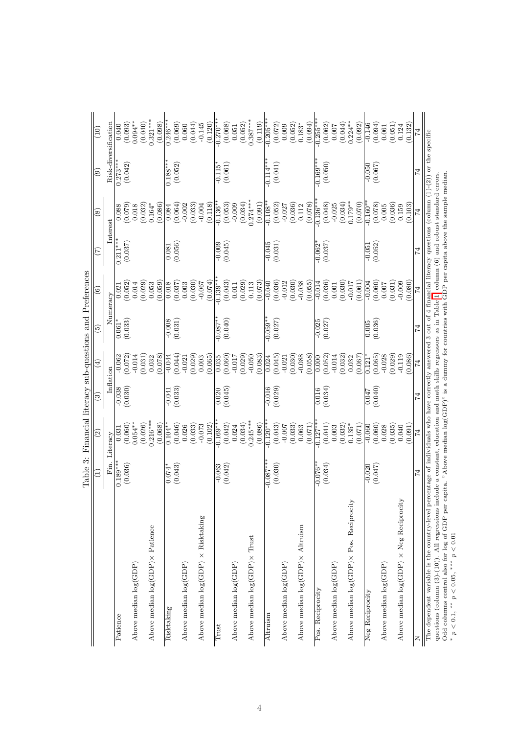Table 3: Financial literacy sub-questions and Preferences

| | (1) | (2) | (3) | (4) | (5) | (6) | (7) | (8) | (9) | (10) |
|---|---|---|---|---|---|---|---|---|---|---|
| | Fin. Literacy | | Inflation | | Numeracy | | Interest | | Risk-diversification | |
| Patience | 0.189*** | 0.031 | -0.038 | -0.062 | 0.061* | 0.021 | 0.211*** | 0.088 | 0.273*** | 0.040 |
| | (0.036) | (0.060) | (0.030) | (0.072) | (0.033) | (0.052) | (0.037) | (0.079) | (0.042) | (0.093) |
| Above median log(GDP) | | 0.054** | | -0.014 | | 0.014 | | 0.018 | | 0.094** |
| | | (0.026) | | (0.031) | | (0.029) | | (0.032) | | (0.040) |
| Above median log(GDP)× Patience | | 0.216*** | | 0.032 | | 0.053 | | 0.164* | | 0.321*** |
| | | (0.068) | | (0.078) | | (0.059) | | (0.086) | | (0.098) |
| Risktaking | 0.074* | 0.104** | -0.041 | -0.044 | -0.008 | 0.018 | 0.081 | 0.084 | 0.188*** | 0.246*** |
| | (0.043) | (0.046) | (0.033) | (0.044) | (0.031) | (0.037) | (0.056) | (0.064) | (0.052) | (0.069) |
| Above median log(GDP) | | 0.026 | | -0.021 | | 0.003 | | -0.002 | | 0.060 |
| | | (0.033) | | (0.029) | | (0.030) | | (0.033) | | (0.044) |
| Above median log(GDP) × Risktaking | | -0.073 | | 0.003 | | -0.067 | | -0.004 | | -0.145 |
| | | (0.102) | | (0.065) | | (0.074) | | (0.118) | | (0.120) |
| Trust | -0.063 | -0.169*** | 0.020 | 0.035 | -0.087** | -0.139*** | -0.009 | -0.136** | -0.115* | -0.270*** |
| | (0.042) | (0.042) | (0.045) | (0.060) | (0.040) | (0.043) | (0.045) | (0.053) | (0.061) | (0.068) |
| Above median log(GDP) | | 0.024 | | -0.017 | | 0.011 | | -0.009 | | 0.051 |
| | | (0.034) | | (0.029) | | (0.029) | | (0.034) | | (0.052) |
| Above median log(GDP)× Trust | | 0.245*** | | -0.050 | | 0.113 | | 0.274*** | | 0.387*** |
| | | (0.086) | | (0.083) | | (0.073) | | (0.091) | | (0.119) |
| Altruism | -0.087*** | -0.120*** | -0.016 | 0.024 | -0.059** | -0.040 | -0.045 | -0.108** | -0.114*** | -0.205*** |
| | (0.030) | (0.043) | (0.029) | (0.045) | (0.027) | (0.036) | (0.031) | (0.052) | (0.041) | (0.072) |
| Above median log(GDP) | | -0.007 | | -0.021 | | -0.012 | | -0.027 | | 0.009 |
| | | (0.033) | | (0.030) | | (0.030) | | (0.036) | | (0.052) |
| Above median log(GDP)× Altruism | | 0.063 | | -0.088 | | -0.038 | | 0.112 | | 0.183* |
| | | (0.071) | | (0.058) | | (0.055) | | (0.078) | | (0.094) |
| Pos. Reciprocity | -0.076** | -0.127*** | 0.016 | 0.000 | -0.025 | -0.014 | -0.062* | -0.136*** | -0.169*** | -0.255*** |
| | (0.034) | (0.041) | (0.034) | (0.052) | (0.027) | (0.036) | (0.037) | (0.048) | (0.050) | (0.062) |
| Above median log(GDP) | | 0.003 | | -0.014 | | 0.001 | | -0.025 | | 0.007 |
| | | (0.032) | | (0.032) | | (0.030) | | (0.034) | | (0.044) |
| Above median log(GDP)× Pos. Reciprocity | | 0.135* | | 0.032 | | -0.017 | | 0.179** | | 0.224** |
| | | (0.071) | | (0.067) | | (0.061) | | (0.070) | | (0.092) |
| Neg Reciprocity | -0.020 | -0.060 | 0.047 | 0.121* | 0.005 | -0.004 | -0.051 | -0.160** | -0.050 | -0.146 |
| | (0.047) | (0.060) | (0.040) | (0.065) | (0.036) | (0.060) | (0.052) | (0.078) | (0.067) | (0.094) |
| Above median log(GDP) | | 0.028 | | -0.028 | | 0.007 | | 0.005 | | 0.061 |
| | | (0.035) | | (0.029) | | (0.031) | | (0.036) | | (0.051) |
| Above median log(GDP) × Neg Reciprocity | | 0.040 | | -0.119 | | -0.009 | | 0.159 | | 0.124 |
| | | (0.091) | | (0.086) | | (0.080) | | (0.103) | | (0.132) |
| N | 74 | 74 | 74 | 74 | 74 | 74 | 74 | 74 | 74 | 74 |

The dependent variable is the country-level percentage of individuals who have correctly answered 3 out of 4 financial literacy questions (column (1)-(2)) or the specific questions (column (3)-(10)). All regressions include a constant, education and math skills regressors as in Table 1 column (6) and robust standard errors. Odd columns control also for log of GDP per capita. "Above median log(GDP)" is a dummy for countries with GDP per capita above the sample median.
* $p < 0.1$, ** $p < 0.05$, *** $p < 0.01$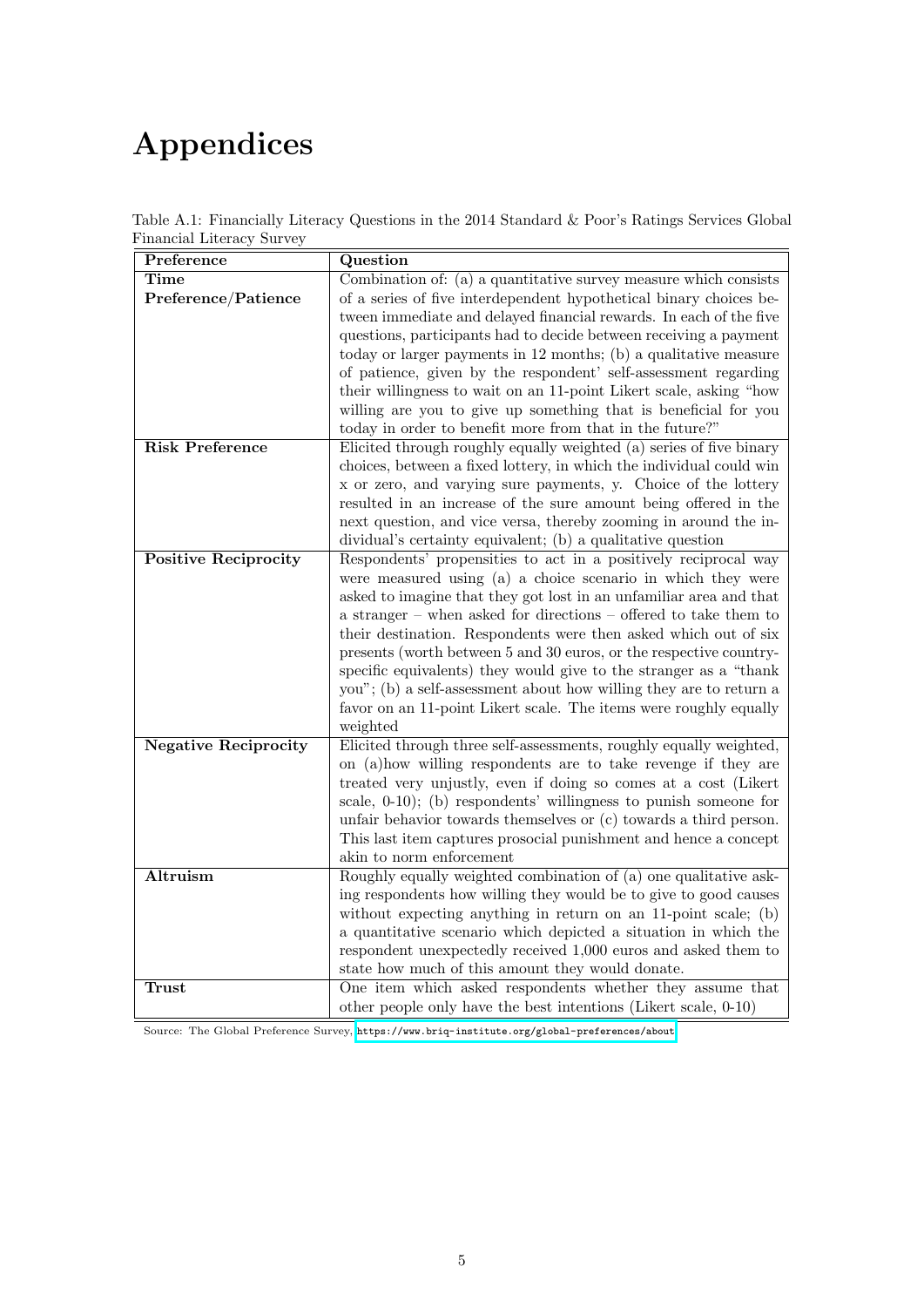# Appendices

Table A.1: Financially Literacy Questions in the 2014 Standard & Poor's Ratings Services Global Financial Literacy Survey

| Preference | Question |
|---|---|
| **Time Preference/Patience** | Combination of: (a) a quantitative survey measure which consists of a series of five interdependent hypothetical binary choices between immediate and delayed financial rewards. In each of the five questions, participants had to decide between receiving a payment today or larger payments in 12 months; (b) a qualitative measure of patience, given by the respondent' self-assessment regarding their willingness to wait on an 11-point Likert scale, asking "how willing are you to give up something that is beneficial for you today in order to benefit more from that in the future?" |
| **Risk Preference** | Elicited through roughly equally weighted (a) series of five binary choices, between a fixed lottery, in which the individual could win x or zero, and varying sure payments, y. Choice of the lottery resulted in an increase of the sure amount being offered in the next question, and vice versa, thereby zooming in around the individual's certainty equivalent; (b) a qualitative question |
| **Positive Reciprocity** | Respondents' propensities to act in a positively reciprocal way were measured using (a) a choice scenario in which they were asked to imagine that they got lost in an unfamiliar area and that a stranger – when asked for directions – offered to take them to their destination. Respondents were then asked which out of six presents (worth between 5 and 30 euros, or the respective country-specific equivalents) they would give to the stranger as a "thank you"; (b) a self-assessment about how willing they are to return a favor on an 11-point Likert scale. The items were roughly equally weighted |
| **Negative Reciprocity** | Elicited through three self-assessments, roughly equally weighted, on (a)how willing respondents are to take revenge if they are treated very unjustly, even if doing so comes at a cost (Likert scale, 0-10); (b) respondents' willingness to punish someone for unfair behavior towards themselves or (c) towards a third person. This last item captures prosocial punishment and hence a concept akin to norm enforcement |
| **Altruism** | Roughly equally weighted combination of (a) one qualitative asking respondents how willing they would be to give to good causes without expecting anything in return on an 11-point scale; (b) a quantitative scenario which depicted a situation in which the respondent unexpectedly received 1,000 euros and asked them to state how much of this amount they would donate. |
| **Trust** | One item which asked respondents whether they assume that other people only have the best intentions (Likert scale, 0-10) |

Source: The Global Preference Survey, https://www.briq-institute.org/global-preferences/about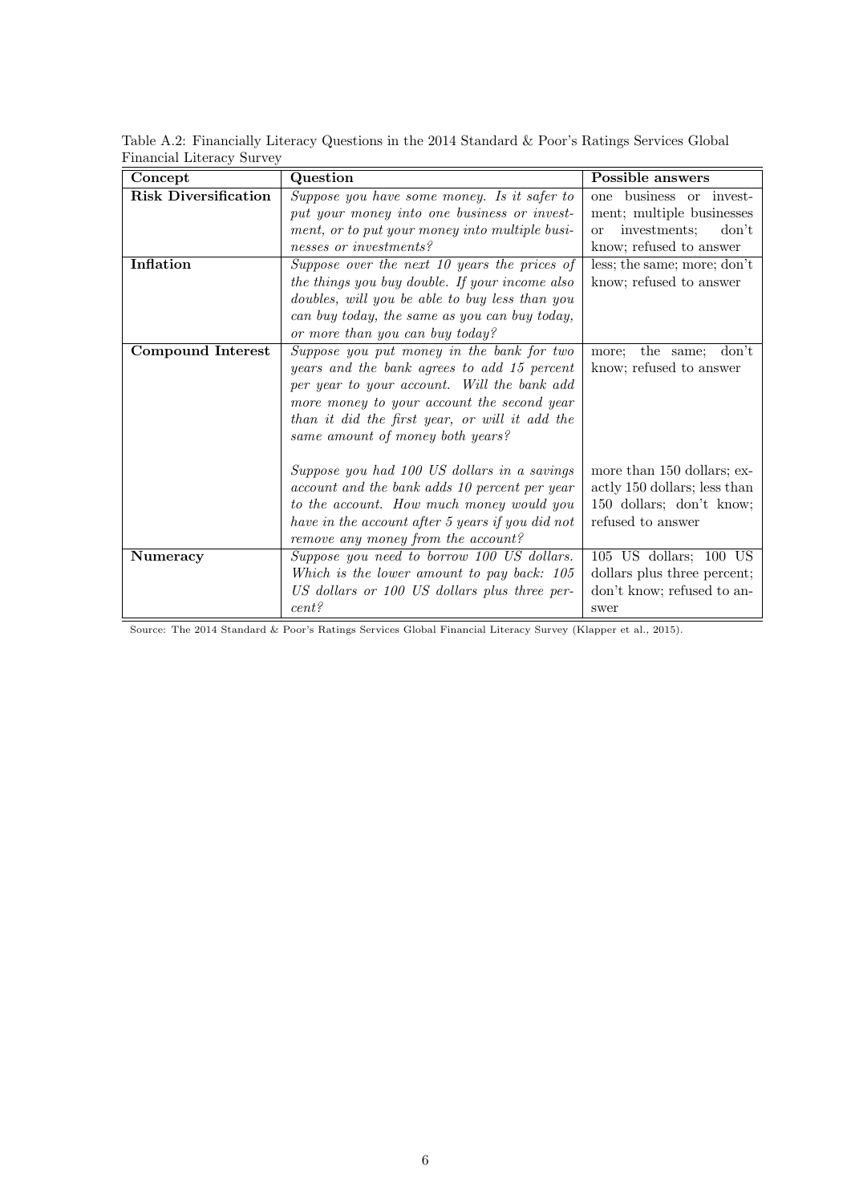Table A.2: Financially Literacy Questions in the 2014 Standard & Poor's Ratings Services Global Financial Literacy Survey

| Concept | Question | Possible answers |
|---|---|---|
| **Risk Diversification** | *Suppose you have some money. Is it safer to put your money into one business or investment, or to put your money into multiple businesses or investments?* | one business or investment; multiple businesses or investments; don't know; refused to answer |
| **Inflation** | *Suppose over the next 10 years the prices of the things you buy double. If your income also doubles, will you be able to buy less than you can buy today, the same as you can buy today, or more than you can buy today?* | less; the same; more; don't know; refused to answer |
| **Compound Interest** | *Suppose you put money in the bank for two years and the bank agrees to add 15 percent per year to your account. Will the bank add more money to your account the second year than it did the first year, or will it add the same amount of money both years?* | more; the same; don't know; refused to answer |
| | *Suppose you had 100 US dollars in a savings account and the bank adds 10 percent per year to the account. How much money would you have in the account after 5 years if you did not remove any money from the account?* | more than 150 dollars; exactly 150 dollars; less than 150 dollars; don't know; refused to answer |
| **Numeracy** | *Suppose you need to borrow 100 US dollars. Which is the lower amount to pay back: 105 US dollars or 100 US dollars plus three percent?* | 105 US dollars; 100 US dollars plus three percent; don't know; refused to answer |

Source: The 2014 Standard & Poor's Ratings Services Global Financial Literacy Survey (Klapper et al., 2015).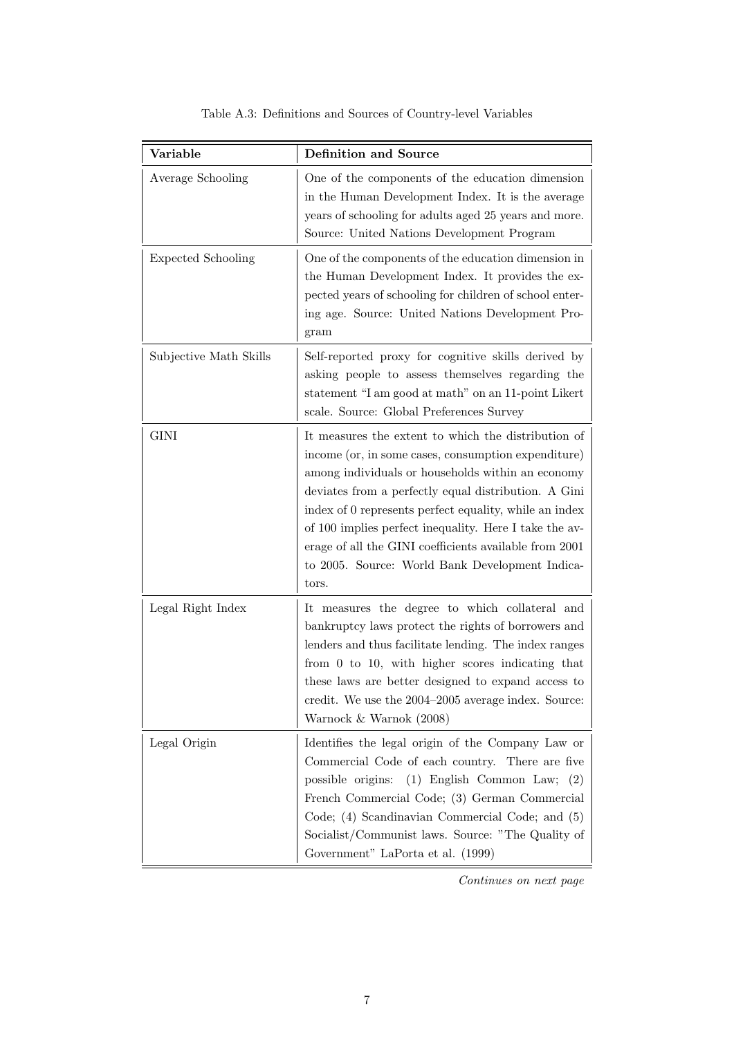Table A.3: Definitions and Sources of Country-level Variables

| Variable | Definition and Source |
|---|---|
| Average Schooling | One of the components of the education dimension in the Human Development Index. It is the average years of schooling for adults aged 25 years and more. Source: United Nations Development Program |
| Expected Schooling | One of the components of the education dimension in the Human Development Index. It provides the expected years of schooling for children of school entering age. Source: United Nations Development Program |
| Subjective Math Skills | Self-reported proxy for cognitive skills derived by asking people to assess themselves regarding the statement "I am good at math" on an 11-point Likert scale. Source: Global Preferences Survey |
| GINI | It measures the extent to which the distribution of income (or, in some cases, consumption expenditure) among individuals or households within an economy deviates from a perfectly equal distribution. A Gini index of 0 represents perfect equality, while an index of 100 implies perfect inequality. Here I take the average of all the GINI coefficients available from 2001 to 2005. Source: World Bank Development Indicators. |
| Legal Right Index | It measures the degree to which collateral and bankruptcy laws protect the rights of borrowers and lenders and thus facilitate lending. The index ranges from 0 to 10, with higher scores indicating that these laws are better designed to expand access to credit. We use the 2004–2005 average index. Source: Warnock & Warnock (2008) |
| Legal Origin | Identifies the legal origin of the Company Law or Commercial Code of each country. There are five possible origins: (1) English Common Law; (2) French Commercial Code; (3) German Commercial Code; (4) Scandinavian Commercial Code; and (5) Socialist/Communist laws. Source: "The Quality of Government" LaPorta et al. (1999) |

*Continues on next page*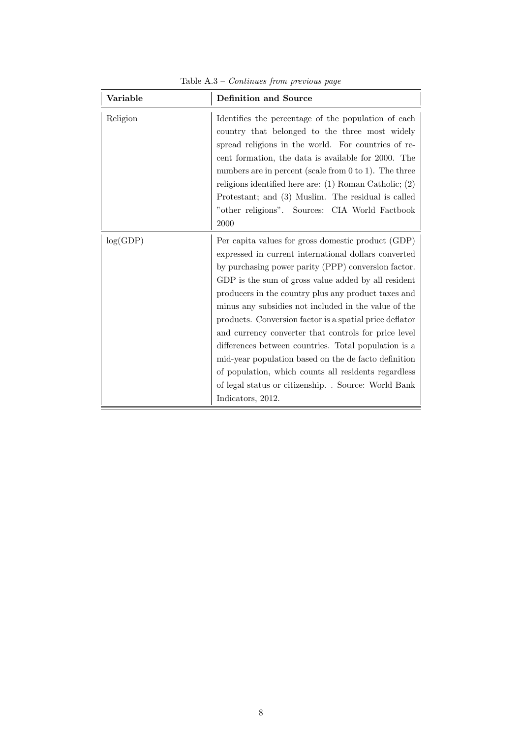Table A.3 – *Continues from previous page*

| Variable | Definition and Source |
|---|---|
| Religion | Identifies the percentage of the population of each country that belonged to the three most widely spread religions in the world. For countries of recent formation, the data is available for 2000. The numbers are in percent (scale from 0 to 1). The three religions identified here are: (1) Roman Catholic; (2) Protestant; and (3) Muslim. The residual is called "other religions". Sources: CIA World Factbook 2000 |
| log(GDP) | Per capita values for gross domestic product (GDP) expressed in current international dollars converted by purchasing power parity (PPP) conversion factor. GDP is the sum of gross value added by all resident producers in the country plus any product taxes and minus any subsidies not included in the value of the products. Conversion factor is a spatial price deflator and currency converter that controls for price level differences between countries. Total population is a mid-year population based on the de facto definition of population, which counts all residents regardless of legal status or citizenship. . Source: World Bank Indicators, 2012. |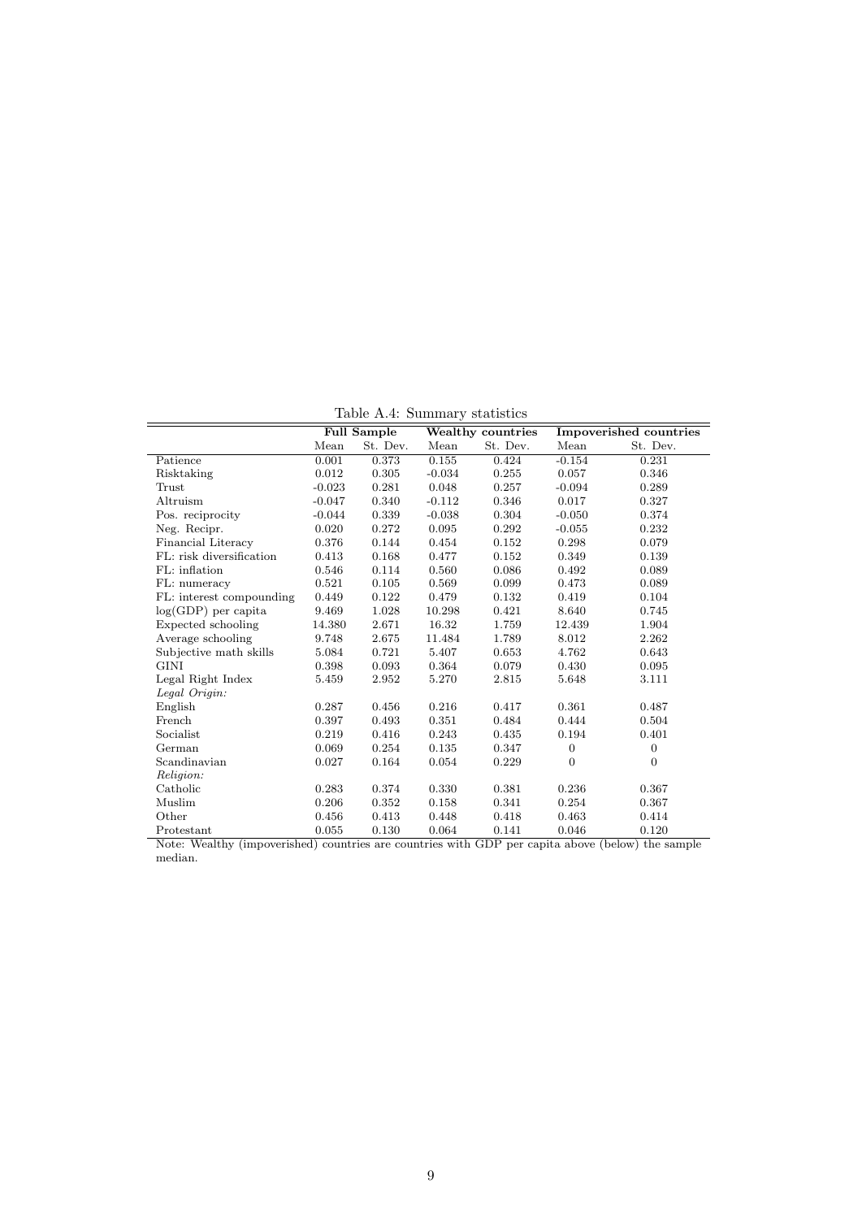Table A.4: Summary statistics

| | Full Sample | | Wealthy countries | | Impoverished countries | |
|---|---|---|---|---|---|---|
| | Mean | St. Dev. | Mean | St. Dev. | Mean | St. Dev. |
| Patience | 0.001 | 0.373 | 0.155 | 0.424 | -0.154 | 0.231 |
| Risktaking | 0.012 | 0.305 | -0.034 | 0.255 | 0.057 | 0.346 |
| Trust | -0.023 | 0.281 | 0.048 | 0.257 | -0.094 | 0.289 |
| Altruism | -0.047 | 0.340 | -0.112 | 0.346 | 0.017 | 0.327 |
| Pos. reciprocity | -0.044 | 0.339 | -0.038 | 0.304 | -0.050 | 0.374 |
| Neg. Recipr. | 0.020 | 0.272 | 0.095 | 0.292 | -0.055 | 0.232 |
| Financial Literacy | 0.376 | 0.144 | 0.454 | 0.152 | 0.298 | 0.079 |
| FL: risk diversification | 0.413 | 0.168 | 0.477 | 0.152 | 0.349 | 0.139 |
| FL: inflation | 0.546 | 0.114 | 0.560 | 0.086 | 0.492 | 0.089 |
| FL: numeracy | 0.521 | 0.105 | 0.569 | 0.099 | 0.473 | 0.089 |
| FL: interest compounding | 0.449 | 0.122 | 0.479 | 0.132 | 0.419 | 0.104 |
| log(GDP) per capita | 9.469 | 1.028 | 10.298 | 0.421 | 8.640 | 0.745 |
| Expected schooling | 14.380 | 2.671 | 16.32 | 1.759 | 12.439 | 1.904 |
| Average schooling | 9.748 | 2.675 | 11.484 | 1.789 | 8.012 | 2.262 |
| Subjective math skills | 5.084 | 0.721 | 5.407 | 0.653 | 4.762 | 0.643 |
| GINI | 0.398 | 0.093 | 0.364 | 0.079 | 0.430 | 0.095 |
| Legal Right Index | 5.459 | 2.952 | 5.270 | 2.815 | 5.648 | 3.111 |
| *Legal Origin:* | | | | | | |
| English | 0.287 | 0.456 | 0.216 | 0.417 | 0.361 | 0.487 |
| French | 0.397 | 0.493 | 0.351 | 0.484 | 0.444 | 0.504 |
| Socialist | 0.219 | 0.416 | 0.243 | 0.435 | 0.194 | 0.401 |
| German | 0.069 | 0.254 | 0.135 | 0.347 | 0 | 0 |
| Scandinavian | 0.027 | 0.164 | 0.054 | 0.229 | 0 | 0 |
| *Religion:* | | | | | | |
| Catholic | 0.283 | 0.374 | 0.330 | 0.381 | 0.236 | 0.367 |
| Muslim | 0.206 | 0.352 | 0.158 | 0.341 | 0.254 | 0.367 |
| Other | 0.456 | 0.413 | 0.448 | 0.418 | 0.463 | 0.414 |
| Protestant | 0.055 | 0.130 | 0.064 | 0.141 | 0.046 | 0.120 |

Note: Wealthy (impoverished) countries are countries with GDP per capita above (below) the sample median.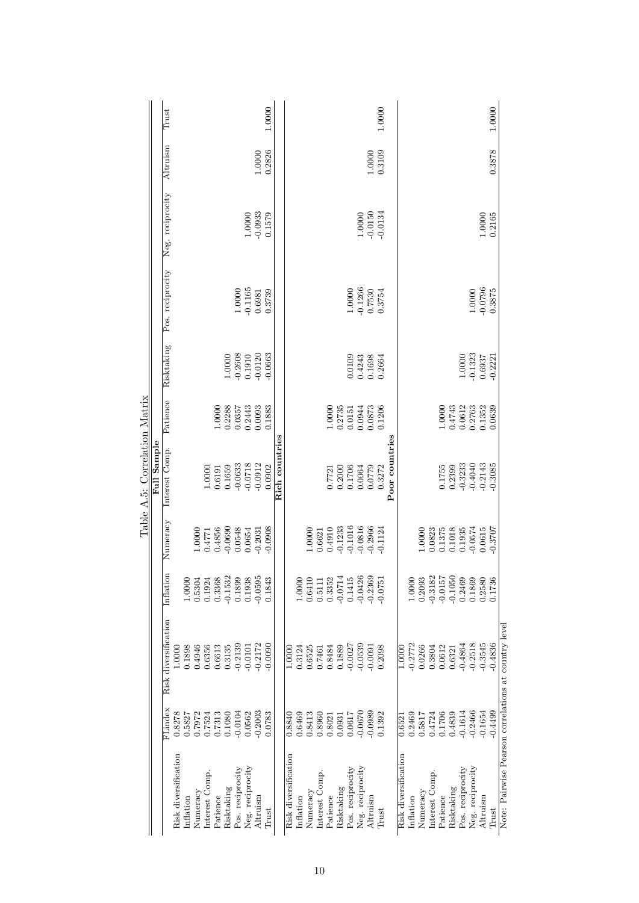Table A.5: Correlation Matrix

| | FLindex | Risk diversification | Inflation | Numeracy | Interest Comp. | Patience | Risktaking | Pos. reciprocity | Neg. reciprocity | Altruism | Trust |
|---|---|---|---|---|---|---|---|---|---|---|---|
| **Full Sample** | | | | | | | | | | | |
| Risk diversification | 0.8278 | 1.0000 | | | | | | | | | |
| Inflation | 0.5827 | 0.1898 | 1.0000 | | | | | | | | |
| Numeracy | 0.7972 | 0.4946 | 0.5304 | 1.0000 | | | | | | | |
| Interest Comp. | 0.7524 | 0.6356 | 0.1924 | 0.4771 | 1.0000 | | | | | | |
| Patience | 0.7313 | 0.6613 | 0.3368 | 0.4856 | 0.6191 | 1.0000 | | | | | |
| Risktaking | 0.1080 | 0.3135 | -0.1532 | -0.0690 | 0.1659 | 0.2288 | 1.0000 | | | | |
| Pos. reciprocity | -0.0104 | -0.2139 | 0.1899 | 0.0548 | -0.0633 | 0.0357 | -0.2608 | 1.0000 | | | |
| Neg. reciprocity | 0.0562 | -0.0101 | 0.1938 | 0.0654 | -0.0718 | 0.2443 | 0.1910 | -0.1165 | 1.0000 | | |
| Altruism | -0.2003 | -0.2172 | -0.0595 | -0.2031 | -0.0912 | 0.0093 | -0.0120 | 0.6981 | -0.0933 | 1.0000 | |
| Trust | 0.0783 | -0.0090 | 0.1843 | -0.0908 | 0.0902 | 0.1883 | -0.0663 | 0.3739 | 0.1579 | 0.2826 | 1.0000 |
| **Rich countries** | | | | | | | | | | | |
| Risk diversification | 0.8840 | 1.0000 | | | | | | | | | |
| Inflation | 0.6469 | 0.3124 | 1.0000 | | | | | | | | |
| Numeracy | 0.8413 | 0.6525 | 0.6410 | 1.0000 | | | | | | | |
| Interest Comp. | 0.8960 | 0.7461 | 0.5111 | 0.6621 | | | | | | | |
| Patience | 0.8021 | 0.8484 | 0.3352 | 0.4910 | 0.7721 | 1.0000 | | | | | |
| Risktaking | 0.0931 | 0.1889 | -0.0714 | -0.1233 | 0.2000 | 0.2735 | | | | | |
| Pos. reciprocity | 0.0617 | -0.0027 | 0.1415 | -0.1016 | 0.1706 | 0.0151 | 0.0109 | 1.0000 | | | |
| Neg. reciprocity | -0.0670 | -0.0539 | -0.0426 | -0.0816 | 0.0064 | 0.0944 | 0.4243 | -0.1266 | 1.0000 | | |
| Altruism | -0.0989 | -0.0091 | -0.2369 | -0.2966 | 0.0779 | 0.0873 | 0.1698 | 0.7530 | -0.0150 | 1.0000 | |
| Trust | 0.1392 | 0.2098 | -0.0751 | -0.1124 | 0.3272 | 0.1206 | 0.2664 | 0.3754 | -0.0134 | 0.3109 | 1.0000 |
| **Poor countries** | | | | | | | | | | | |
| Risk diversification | 0.6521 | 1.0000 | | | | | | | | | |
| Inflation | 0.2469 | -0.2772 | 1.0000 | | | | | | | | |
| Numeracy | 0.5817 | 0.0266 | 0.2093 | 1.0000 | | | | | | | |
| Interest Comp. | 0.4724 | 0.3804 | -0.3182 | 0.0823 | | | | | | | |
| Patience | 0.1706 | 0.0612 | -0.0157 | 0.1375 | 0.1755 | 1.0000 | | | | | |
| Risktaking | 0.4839 | 0.6321 | -0.1050 | 0.1018 | 0.2399 | 0.4743 | 1.0000 | | | | |
| Pos. reciprocity | -0.1614 | -0.4864 | 0.2469 | 0.1935 | -0.3233 | 0.0612 | -0.1323 | 1.0000 | | | |
| Neg. reciprocity | -0.2466 | -0.2518 | 0.1869 | -0.0574 | -0.4040 | 0.2763 | 0.6937 | -0.0796 | 1.0000 | | |
| Altruism | -0.1654 | -0.3545 | 0.2580 | 0.0615 | -0.2143 | 0.1352 | -0.2221 | 0.3875 | 0.2165 | 0.3878 | |
| Trust | -0.4499 | -0.4836 | 0.1736 | -0.3707 | -0.3085 | 0.0639 | | | | | 1.0000 |

Note: Pairwise Pearson correlations at country level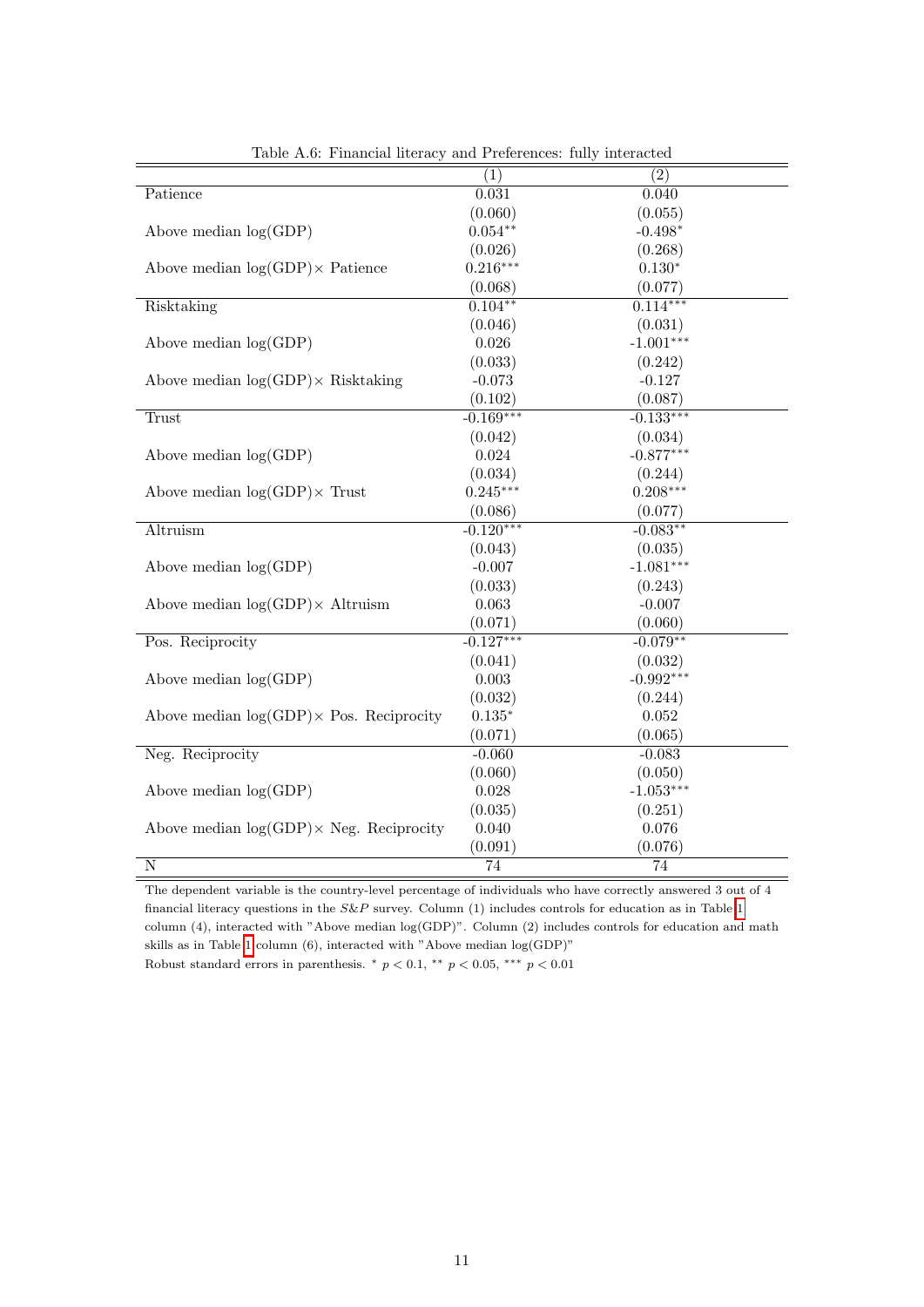Table A.6: Financial literacy and Preferences: fully interacted

| | (1) | (2) |
|---|---|---|
| Patience | 0.031 | 0.040 |
| | (0.060) | (0.055) |
| Above median log(GDP) | 0.054** | -0.498* |
| | (0.026) | (0.268) |
| Above median log(GDP)× Patience | 0.216*** | 0.130* |
| | (0.068) | (0.077) |
| Risktaking | 0.104** | 0.114*** |
| | (0.046) | (0.031) |
| Above median log(GDP) | 0.026 | -1.001*** |
| | (0.033) | (0.242) |
| Above median log(GDP)× Risktaking | -0.073 | -0.127 |
| | (0.102) | (0.087) |
| Trust | -0.169*** | -0.133*** |
| | (0.042) | (0.034) |
| Above median log(GDP) | 0.024 | -0.877*** |
| | (0.034) | (0.244) |
| Above median log(GDP)× Trust | 0.245*** | 0.208*** |
| | (0.086) | (0.077) |
| Altruism | -0.120*** | -0.083** |
| | (0.043) | (0.035) |
| Above median log(GDP) | -0.007 | -1.081*** |
| | (0.033) | (0.243) |
| Above median log(GDP)× Altruism | 0.063 | -0.007 |
| | (0.071) | (0.060) |
| Pos. Reciprocity | -0.127*** | -0.079** |
| | (0.041) | (0.032) |
| Above median log(GDP) | 0.003 | -0.992*** |
| | (0.032) | (0.244) |
| Above median log(GDP)× Pos. Reciprocity | 0.135* | 0.052 |
| | (0.071) | (0.065) |
| Neg. Reciprocity | -0.060 | -0.083 |
| | (0.060) | (0.050) |
| Above median log(GDP) | 0.028 | -1.053*** |
| | (0.035) | (0.251) |
| Above median log(GDP)× Neg. Reciprocity | 0.040 | 0.076 |
| | (0.091) | (0.076) |
| N | 74 | 74 |

The dependent variable is the country-level percentage of individuals who have correctly answered 3 out of 4 financial literacy questions in the *S&P* survey. Column (1) includes controls for education as in Table 1 column (4), interacted with "Above median log(GDP)". Column (2) includes controls for education and math skills as in Table 1 column (6), interacted with "Above median log(GDP)"

Robust standard errors in parenthesis. * $p < 0.1$, ** $p < 0.05$, *** $p < 0.01$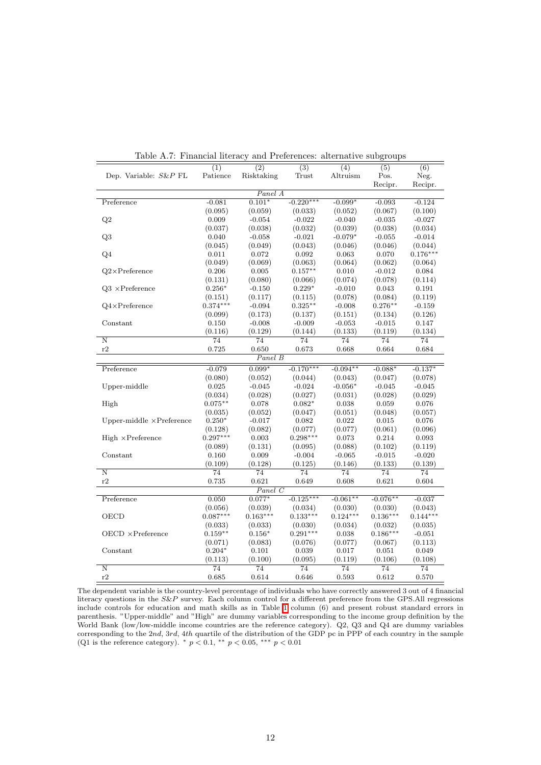Table A.7: Financial literacy and Preferences: alternative subgroups

| Dep. Variable: *S&P* FL | (1) Patience | (2) Risktaking | (3) Trust | (4) Altruism | (5) Pos. Recipr. | (6) Neg. Recipr. |
|---|---|---|---|---|---|---|
| | | | *Panel A* | | | |
| Preference | -0.081 | 0.101* | -0.220*** | -0.099* | -0.093 | -0.124 |
| | (0.095) | (0.059) | (0.033) | (0.052) | (0.067) | (0.100) |
| Q2 | 0.009 | -0.054 | -0.022 | -0.040 | -0.035 | -0.027 |
| | (0.037) | (0.038) | (0.032) | (0.039) | (0.038) | (0.034) |
| Q3 | 0.040 | -0.058 | -0.021 | -0.079* | -0.055 | -0.014 |
| | (0.045) | (0.049) | (0.043) | (0.046) | (0.046) | (0.044) |
| Q4 | 0.011 | 0.072 | 0.092 | 0.063 | 0.070 | 0.176*** |
| | (0.049) | (0.069) | (0.063) | (0.064) | (0.062) | (0.064) |
| Q2×Preference | 0.206 | 0.005 | 0.157** | 0.010 | -0.012 | 0.084 |
| | (0.131) | (0.080) | (0.066) | (0.074) | (0.078) | (0.114) |
| Q3 ×Preference | 0.256* | -0.150 | 0.229* | -0.010 | 0.043 | 0.191 |
| | (0.151) | (0.117) | (0.115) | (0.078) | (0.084) | (0.119) |
| Q4×Preference | 0.374*** | -0.094 | 0.325** | -0.008 | 0.276** | -0.159 |
| | (0.099) | (0.173) | (0.137) | (0.151) | (0.134) | (0.126) |
| Constant | 0.150 | -0.008 | -0.009 | -0.053 | -0.015 | 0.147 |
| | (0.116) | (0.129) | (0.144) | (0.133) | (0.119) | (0.134) |
| N | 74 | 74 | 74 | 74 | 74 | 74 |
| r2 | 0.725 | 0.650 | 0.673 | 0.668 | 0.664 | 0.684 |
| | | | *Panel B* | | | |
| Preference | -0.079 | 0.099* | -0.170*** | -0.094** | -0.088* | -0.137* |
| | (0.080) | (0.052) | (0.044) | (0.043) | (0.047) | (0.078) |
| Upper-middle | 0.025 | -0.045 | -0.024 | -0.056* | -0.045 | -0.045 |
| | (0.034) | (0.028) | (0.027) | (0.031) | (0.028) | (0.029) |
| High | 0.075** | 0.078 | 0.082* | 0.038 | 0.059 | 0.076 |
| | (0.035) | (0.052) | (0.047) | (0.051) | (0.048) | (0.057) |
| Upper-middle ×Preference | 0.250* | -0.017 | 0.082 | 0.022 | 0.015 | 0.076 |
| | (0.128) | (0.082) | (0.077) | (0.077) | (0.061) | (0.096) |
| High ×Preference | 0.297*** | 0.003 | 0.298*** | 0.073 | 0.214 | 0.093 |
| | (0.089) | (0.131) | (0.095) | (0.088) | (0.102) | (0.119) |
| Constant | 0.160 | 0.009 | -0.004 | -0.065 | -0.015 | -0.020 |
| | (0.109) | (0.128) | (0.125) | (0.146) | (0.133) | (0.139) |
| N | 74 | 74 | 74 | 74 | 74 | 74 |
| r2 | 0.735 | 0.621 | 0.649 | 0.608 | 0.621 | 0.604 |
| | | | *Panel C* | | | |
| Preference | 0.050 | 0.077* | -0.125*** | -0.061** | -0.076** | -0.037 |
| | (0.056) | (0.039) | (0.034) | (0.030) | (0.030) | (0.043) |
| OECD | 0.087*** | 0.163*** | 0.133*** | 0.124*** | 0.136*** | 0.144*** |
| | (0.033) | (0.033) | (0.030) | (0.034) | (0.032) | (0.035) |
| OECD ×Preference | 0.159** | 0.156* | 0.291*** | 0.038 | 0.186*** | -0.051 |
| | (0.071) | (0.083) | (0.076) | (0.077) | (0.067) | (0.113) |
| Constant | 0.204* | 0.101 | 0.039 | 0.017 | 0.051 | 0.049 |
| | (0.113) | (0.100) | (0.095) | (0.119) | (0.106) | (0.108) |
| N | 74 | 74 | 74 | 74 | 74 | 74 |
| r2 | 0.685 | 0.614 | 0.646 | 0.593 | 0.612 | 0.570 |

The dependent variable is the country-level percentage of individuals who have correctly answered 3 out of 4 financial literacy questions in the *S&P* survey. Each column control for a different preference from the GPS.All regressions include controls for education and math skills as in Table 1 column (6) and present robust standard errors in parenthesis. "Upper-middle" and "High" are dummy variables corresponding to the income group definition by the World Bank (low/low-middle income countries are the reference category). Q2, Q3 and Q4 are dummy variables corresponding to the 2*nd*, 3*rd*, 4*th* quartile of the distribution of the GDP pc in PPP of each country in the sample (Q1 is the reference category). * $p < 0.1$, ** $p < 0.05$, *** $p < 0.01$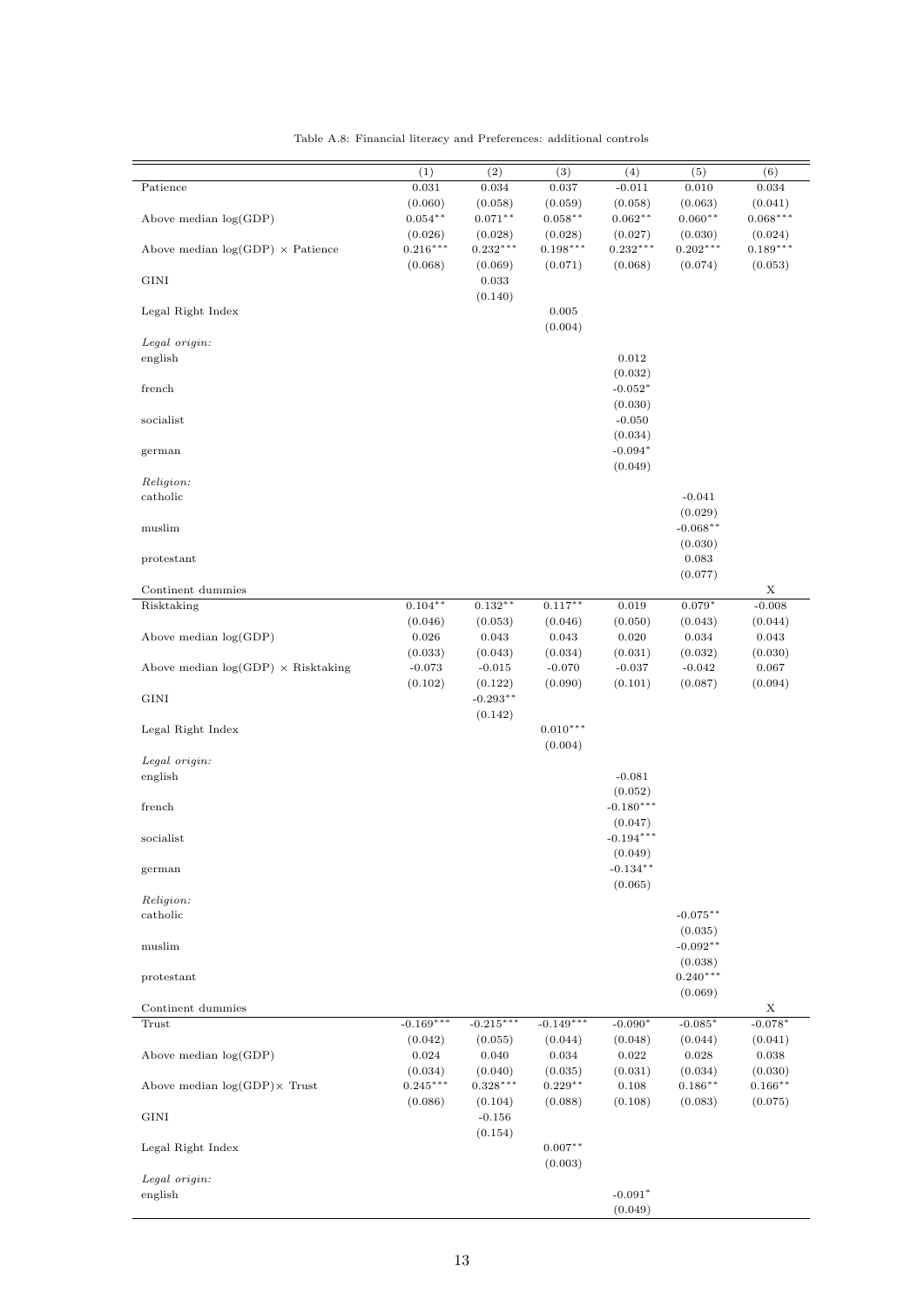Table A.8: Financial literacy and Preferences: additional controls

| | (1) | (2) | (3) | (4) | (5) | (6) |
|---|---|---|---|---|---|---|
| Patience | 0.031 | 0.034 | 0.037 | -0.011 | 0.010 | 0.034 |
| | (0.060) | (0.058) | (0.059) | (0.058) | (0.063) | (0.041) |
| Above median log(GDP) | $0.054^{**}$ | $0.071^{**}$ | $0.058^{**}$ | $0.062^{**}$ | $0.060^{**}$ | $0.068^{***}$ |
| | (0.026) | (0.028) | (0.028) | (0.027) | (0.030) | (0.024) |
| Above median log(GDP) $\times$ Patience | $0.216^{***}$ | $0.232^{***}$ | $0.198^{***}$ | $0.232^{***}$ | $0.202^{***}$ | $0.189^{***}$ |
| | (0.068) | (0.069) | (0.071) | (0.068) | (0.074) | (0.053) |
| GINI | | 0.033 | | | | |
| | | (0.140) | | | | |
| Legal Right Index | | | 0.005 | | | |
| | | | (0.004) | | | |
| *Legal origin:* | | | | | | |
| english | | | | 0.012 | | |
| | | | | (0.032) | | |
| french | | | | $-0.052^{*}$ | | |
| | | | | (0.030) | | |
| socialist | | | | -0.050 | | |
| | | | | (0.034) | | |
| german | | | | $-0.094^{*}$ | | |
| | | | | (0.049) | | |
| *Religion:* | | | | | | |
| catholic | | | | | -0.041 | |
| | | | | | (0.029) | |
| muslim | | | | | $-0.068^{**}$ | |
| | | | | | (0.030) | |
| protestant | | | | | 0.083 | |
| | | | | | (0.077) | |
| Continent dummies | | | | | | X |
| Risktaking | $0.104^{**}$ | $0.132^{**}$ | $0.117^{**}$ | 0.019 | $0.079^{*}$ | -0.008 |
| | (0.046) | (0.053) | (0.046) | (0.050) | (0.043) | (0.044) |
| Above median log(GDP) | 0.026 | 0.043 | 0.043 | 0.020 | 0.034 | 0.043 |
| | (0.033) | (0.043) | (0.034) | (0.031) | (0.032) | (0.030) |
| Above median log(GDP) $\times$ Risktaking | -0.073 | -0.015 | -0.070 | -0.037 | -0.042 | 0.067 |
| | (0.102) | (0.122) | (0.090) | (0.101) | (0.087) | (0.094) |
| GINI | | $-0.293^{**}$ | | | | |
| | | (0.142) | | | | |
| Legal Right Index | | | $0.010^{***}$ | | | |
| | | | (0.004) | | | |
| *Legal origin:* | | | | | | |
| english | | | | -0.081 | | |
| | | | | (0.052) | | |
| french | | | | $-0.180^{***}$ | | |
| | | | | (0.047) | | |
| socialist | | | | $-0.194^{***}$ | | |
| | | | | (0.049) | | |
| german | | | | $-0.134^{**}$ | | |
| | | | | (0.065) | | |
| *Religion:* | | | | | | |
| catholic | | | | | $-0.075^{**}$ | |
| | | | | | (0.035) | |
| muslim | | | | | $-0.092^{**}$ | |
| | | | | | (0.038) | |
| protestant | | | | | $0.240^{***}$ | |
| | | | | | (0.069) | |
| Continent dummies | | | | | | X |
| Trust | $-0.169^{***}$ | $-0.215^{***}$ | $-0.149^{***}$ | $-0.090^{*}$ | $-0.085^{*}$ | $-0.078^{*}$ |
| | (0.042) | (0.055) | (0.044) | (0.048) | (0.044) | (0.041) |
| Above median log(GDP) | 0.024 | 0.040 | 0.034 | 0.022 | 0.028 | 0.038 |
| | (0.034) | (0.040) | (0.035) | (0.031) | (0.034) | (0.030) |
| Above median log(GDP)$\times$ Trust | $0.245^{***}$ | $0.328^{***}$ | $0.229^{**}$ | 0.108 | $0.186^{**}$ | $0.166^{**}$ |
| | (0.086) | (0.104) | (0.088) | (0.108) | (0.083) | (0.075) |
| GINI | | -0.156 | | | | |
| | | (0.154) | | | | |
| Legal Right Index | | | $0.007^{**}$ | | | |
| | | | (0.003) | | | |
| *Legal origin:* | | | | | | |
| english | | | | $-0.091^{*}$ | | |
| | | | | (0.049) | | |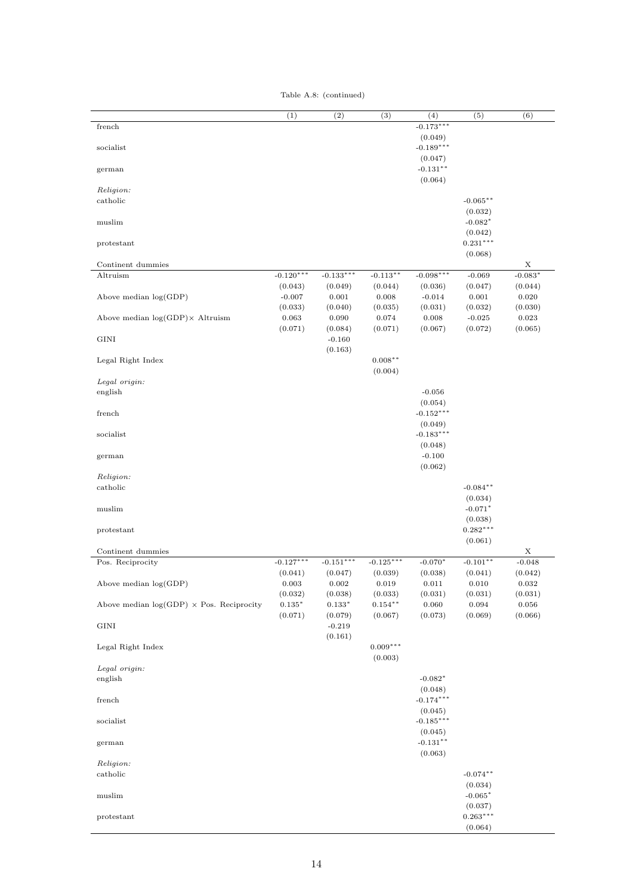Table A.8: (continued)

| | (1) | (2) | (3) | (4) | (5) | (6) |
|---|---|---|---|---|---|---|
| french | | | | -0.173*** | | |
| | | | | (0.049) | | |
| socialist | | | | -0.189*** | | |
| | | | | (0.047) | | |
| german | | | | -0.131** | | |
| | | | | (0.064) | | |
| *Religion:* | | | | | | |
| catholic | | | | | -0.065** | |
| | | | | | (0.032) | |
| muslim | | | | | -0.082* | |
| | | | | | (0.042) | |
| protestant | | | | | 0.231*** | |
| | | | | | (0.068) | |
| Continent dummies | | | | | | X |
| Altruism | -0.120*** | -0.133*** | -0.113** | -0.098*** | -0.069 | -0.083* |
| | (0.043) | (0.049) | (0.044) | (0.036) | (0.047) | (0.044) |
| Above median log(GDP) | -0.007 | 0.001 | 0.008 | -0.014 | 0.001 | 0.020 |
| | (0.033) | (0.040) | (0.035) | (0.031) | (0.032) | (0.030) |
| Above median log(GDP)× Altruism | 0.063 | 0.090 | 0.074 | 0.008 | -0.025 | 0.023 |
| | (0.071) | (0.084) | (0.071) | (0.067) | (0.072) | (0.065) |
| GINI | | -0.160 | | | | |
| | | (0.163) | | | | |
| Legal Right Index | | | 0.008** | | | |
| | | | (0.004) | | | |
| *Legal origin:* | | | | | | |
| english | | | | -0.056 | | |
| | | | | (0.054) | | |
| french | | | | -0.152*** | | |
| | | | | (0.049) | | |
| socialist | | | | -0.183*** | | |
| | | | | (0.048) | | |
| german | | | | -0.100 | | |
| | | | | (0.062) | | |
| *Religion:* | | | | | | |
| catholic | | | | | -0.084** | |
| | | | | | (0.034) | |
| muslim | | | | | -0.071* | |
| | | | | | (0.038) | |
| protestant | | | | | 0.282*** | |
| | | | | | (0.061) | |
| Continent dummies | | | | | | X |
| Pos. Reciprocity | -0.127*** | -0.151*** | -0.125*** | -0.070* | -0.101** | -0.048 |
| | (0.041) | (0.047) | (0.039) | (0.038) | (0.041) | (0.042) |
| Above median log(GDP) | 0.003 | 0.002 | 0.019 | 0.011 | 0.010 | 0.032 |
| | (0.032) | (0.038) | (0.033) | (0.031) | (0.031) | (0.031) |
| Above median log(GDP) × Pos. Reciprocity | 0.135* | 0.133* | 0.154** | 0.060 | 0.094 | 0.056 |
| | (0.071) | (0.079) | (0.067) | (0.073) | (0.069) | (0.066) |
| GINI | | -0.219 | | | | |
| | | (0.161) | | | | |
| Legal Right Index | | | 0.009*** | | | |
| | | | (0.003) | | | |
| *Legal origin:* | | | | | | |
| english | | | | -0.082* | | |
| | | | | (0.048) | | |
| french | | | | -0.174*** | | |
| | | | | (0.045) | | |
| socialist | | | | -0.185*** | | |
| | | | | (0.045) | | |
| german | | | | -0.131** | | |
| | | | | (0.063) | | |
| *Religion:* | | | | | | |
| catholic | | | | | -0.074** | |
| | | | | | (0.034) | |
| muslim | | | | | -0.065* | |
| | | | | | (0.037) | |
| protestant | | | | | 0.263*** | |
| | | | | | (0.064) | |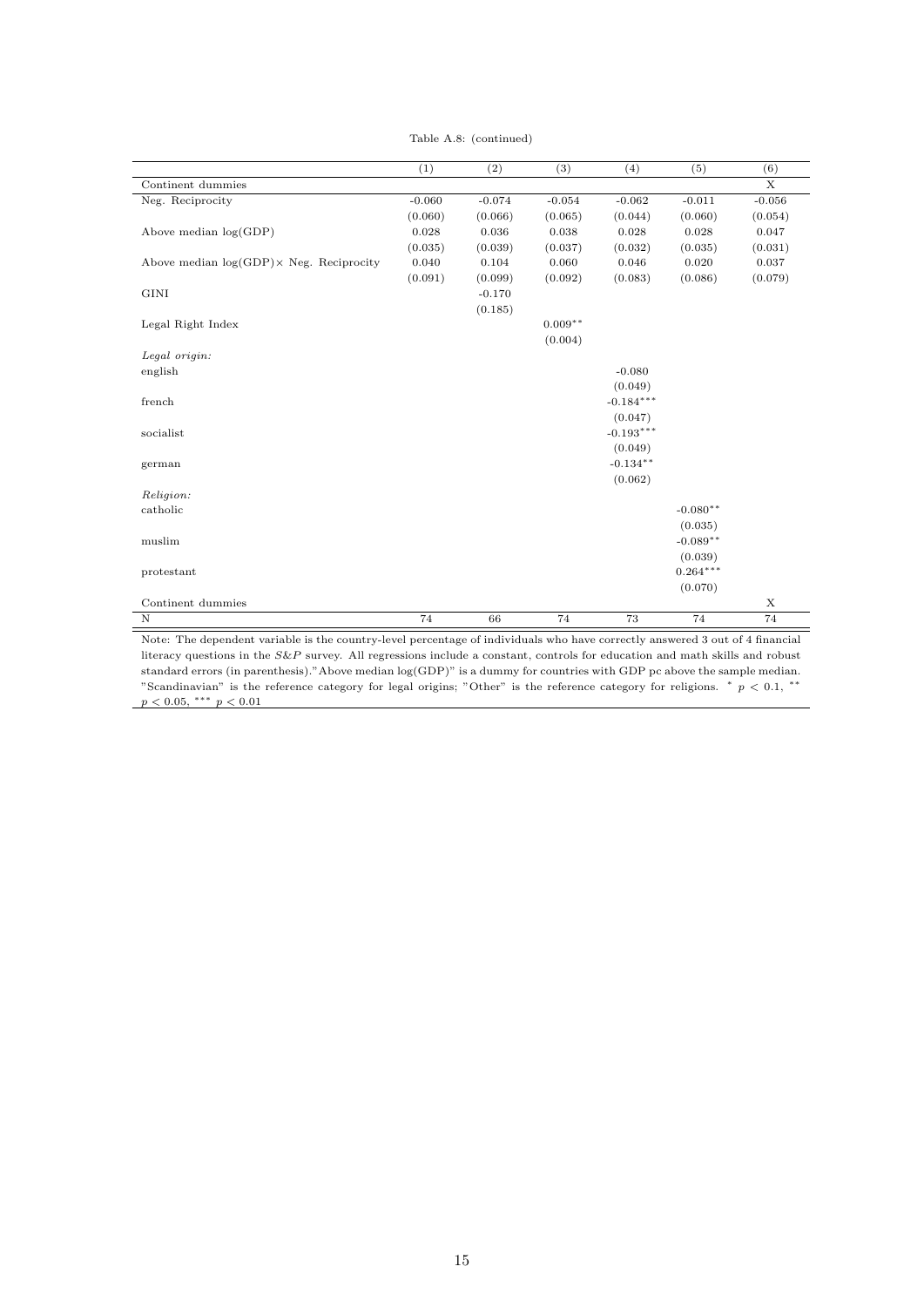Table A.8: (continued)

| | (1) | (2) | (3) | (4) | (5) | (6) |
|---|---|---|---|---|---|---|
| Continent dummies | | | | | | X |
| Neg. Reciprocity | -0.060 | -0.074 | -0.054 | -0.062 | -0.011 | -0.056 |
| | (0.060) | (0.066) | (0.065) | (0.044) | (0.060) | (0.054) |
| Above median log(GDP) | 0.028 | 0.036 | 0.038 | 0.028 | 0.028 | 0.047 |
| | (0.035) | (0.039) | (0.037) | (0.032) | (0.035) | (0.031) |
| Above median log(GDP)$\times$ Neg. Reciprocity | 0.040 | 0.104 | 0.060 | 0.046 | 0.020 | 0.037 |
| | (0.091) | (0.099) | (0.092) | (0.083) | (0.086) | (0.079) |
| GINI | | -0.170 | | | | |
| | | (0.185) | | | | |
| Legal Right Index | | | 0.009** | | | |
| | | | (0.004) | | | |
| *Legal origin:* | | | | | | |
| english | | | | -0.080 | | |
| | | | | (0.049) | | |
| french | | | | -0.184*** | | |
| | | | | (0.047) | | |
| socialist | | | | -0.193*** | | |
| | | | | (0.049) | | |
| german | | | | -0.134** | | |
| | | | | (0.062) | | |
| *Religion:* | | | | | | |
| catholic | | | | | -0.080** | |
| | | | | | (0.035) | |
| muslim | | | | | -0.089** | |
| | | | | | (0.039) | |
| protestant | | | | | 0.264*** | |
| | | | | | (0.070) | |
| Continent dummies | | | | | | X |
| N | 74 | 66 | 74 | 73 | 74 | 74 |

Note: The dependent variable is the country-level percentage of individuals who have correctly answered 3 out of 4 financial literacy questions in the *S&P* survey. All regressions include a constant, controls for education and math skills and robust standard errors (in parenthesis)."Above median log(GDP)" is a dummy for countries with GDP pc above the sample median. "Scandinavian" is the reference category for legal origins; "Other" is the reference category for religions. * $p < 0.1$, ** $p < 0.05$, *** $p < 0.01$